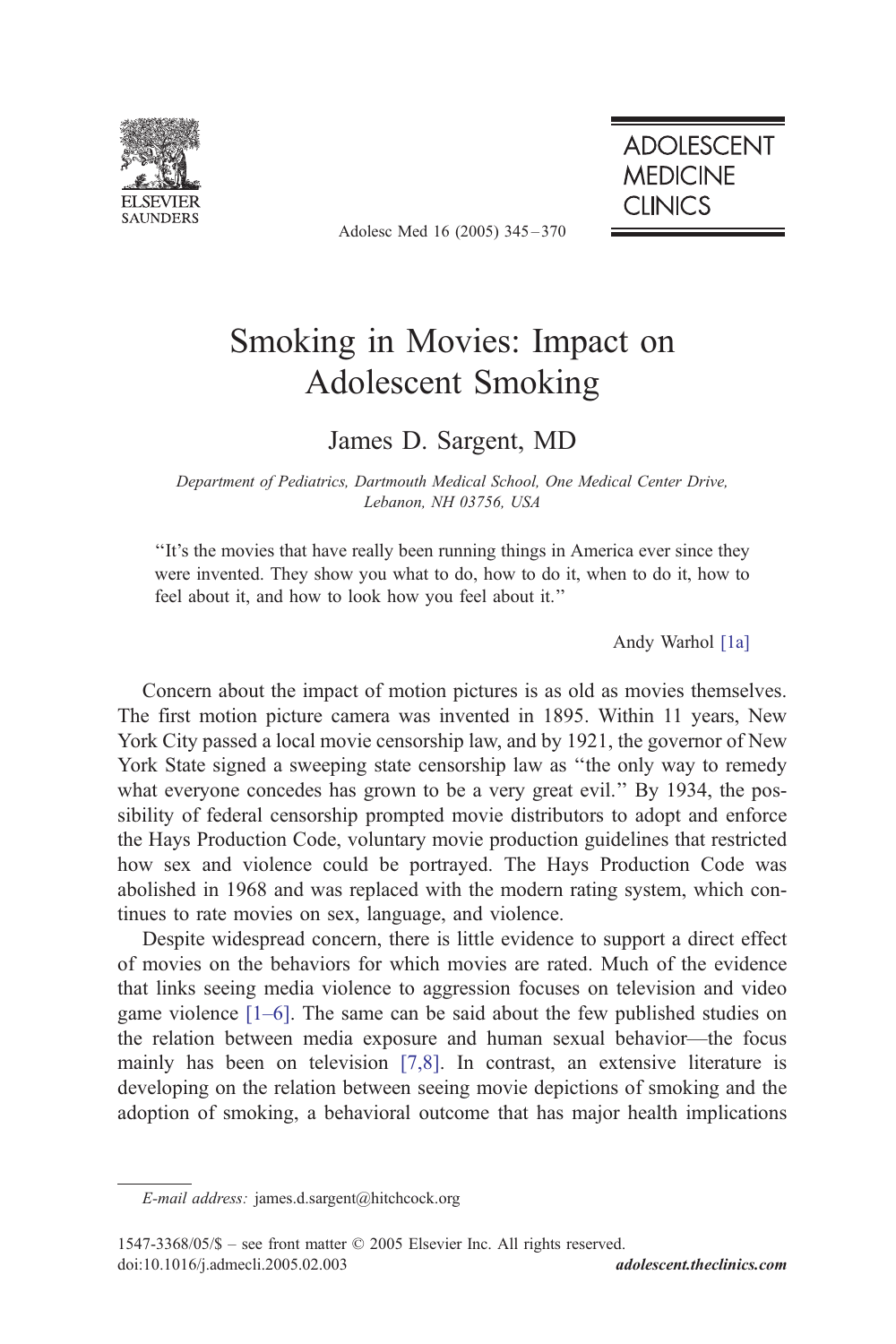# Smoking in Movies: Impact on Adolescent Smoking

James D. Sargent, MD

*Department of Pediatrics, Dartmouth Medical School, One Medical Center Drive, Lebanon, NH 03756, USA*

> "It's the movies that have really been running things in America ever since they were invented. They show you what to do, how to do it, when to do it, how to feel about it, and how to look how you feel about it."
>
> Andy Warhol [1a]

Concern about the impact of motion pictures is as old as movies themselves. The first motion picture camera was invented in 1895. Within 11 years, New York City passed a local movie censorship law, and by 1921, the governor of New York State signed a sweeping state censorship law as "the only way to remedy what everyone concedes has grown to be a very great evil." By 1934, the possibility of federal censorship prompted movie distributors to adopt and enforce the Hays Production Code, voluntary movie production guidelines that restricted how sex and violence could be portrayed. The Hays Production Code was abolished in 1968 and was replaced with the modern rating system, which continues to rate movies on sex, language, and violence.

Despite widespread concern, there is little evidence to support a direct effect of movies on the behaviors for which movies are rated. Much of the evidence that links seeing media violence to aggression focuses on television and video game violence [1–6]. The same can be said about the few published studies on the relation between media exposure and human sexual behavior—the focus mainly has been on television [7,8]. In contrast, an extensive literature is developing on the relation between seeing movie depictions of smoking and the adoption of smoking, a behavioral outcome that has major health implications

*E-mail address:* james.d.sargent@hitchcock.org

1547-3368/05/$ – see front matter © 2005 Elsevier Inc. All rights reserved.
doi:10.1016/j.admecli.2005.02.003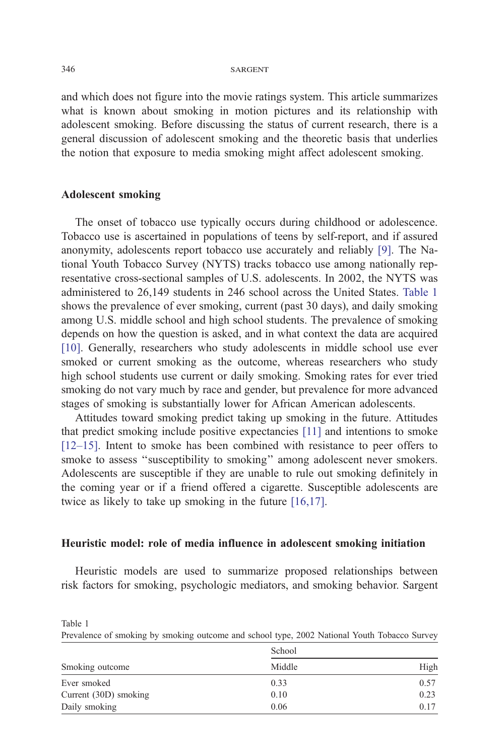and which does not figure into the movie ratings system. This article summarizes what is known about smoking in motion pictures and its relationship with adolescent smoking. Before discussing the status of current research, there is a general discussion of adolescent smoking and the theoretic basis that underlies the notion that exposure to media smoking might affect adolescent smoking.

## Adolescent smoking

The onset of tobacco use typically occurs during childhood or adolescence. Tobacco use is ascertained in populations of teens by self-report, and if assured anonymity, adolescents report tobacco use accurately and reliably [9]. The National Youth Tobacco Survey (NYTS) tracks tobacco use among nationally representative cross-sectional samples of U.S. adolescents. In 2002, the NYTS was administered to 26,149 students in 246 school across the United States. Table 1 shows the prevalence of ever smoking, current (past 30 days), and daily smoking among U.S. middle school and high school students. The prevalence of smoking depends on how the question is asked, and in what context the data are acquired [10]. Generally, researchers who study adolescents in middle school use ever smoked or current smoking as the outcome, whereas researchers who study high school students use current or daily smoking. Smoking rates for ever tried smoking do not vary much by race and gender, but prevalence for more advanced stages of smoking is substantially lower for African American adolescents.

Attitudes toward smoking predict taking up smoking in the future. Attitudes that predict smoking include positive expectancies [11] and intentions to smoke [12–15]. Intent to smoke has been combined with resistance to peer offers to smoke to assess "susceptibility to smoking" among adolescent never smokers. Adolescents are susceptible if they are unable to rule out smoking definitely in the coming year or if a friend offered a cigarette. Susceptible adolescents are twice as likely to take up smoking in the future [16,17].

## Heuristic model: role of media influence in adolescent smoking initiation

Heuristic models are used to summarize proposed relationships between risk factors for smoking, psychologic mediators, and smoking behavior. Sargent

Table 1
Prevalence of smoking by smoking outcome and school type, 2002 National Youth Tobacco Survey

| Smoking outcome | School | |
|---|---|---|
| | Middle | High |
| Ever smoked | 0.33 | 0.57 |
| Current (30D) smoking | 0.10 | 0.23 |
| Daily smoking | 0.06 | 0.17 |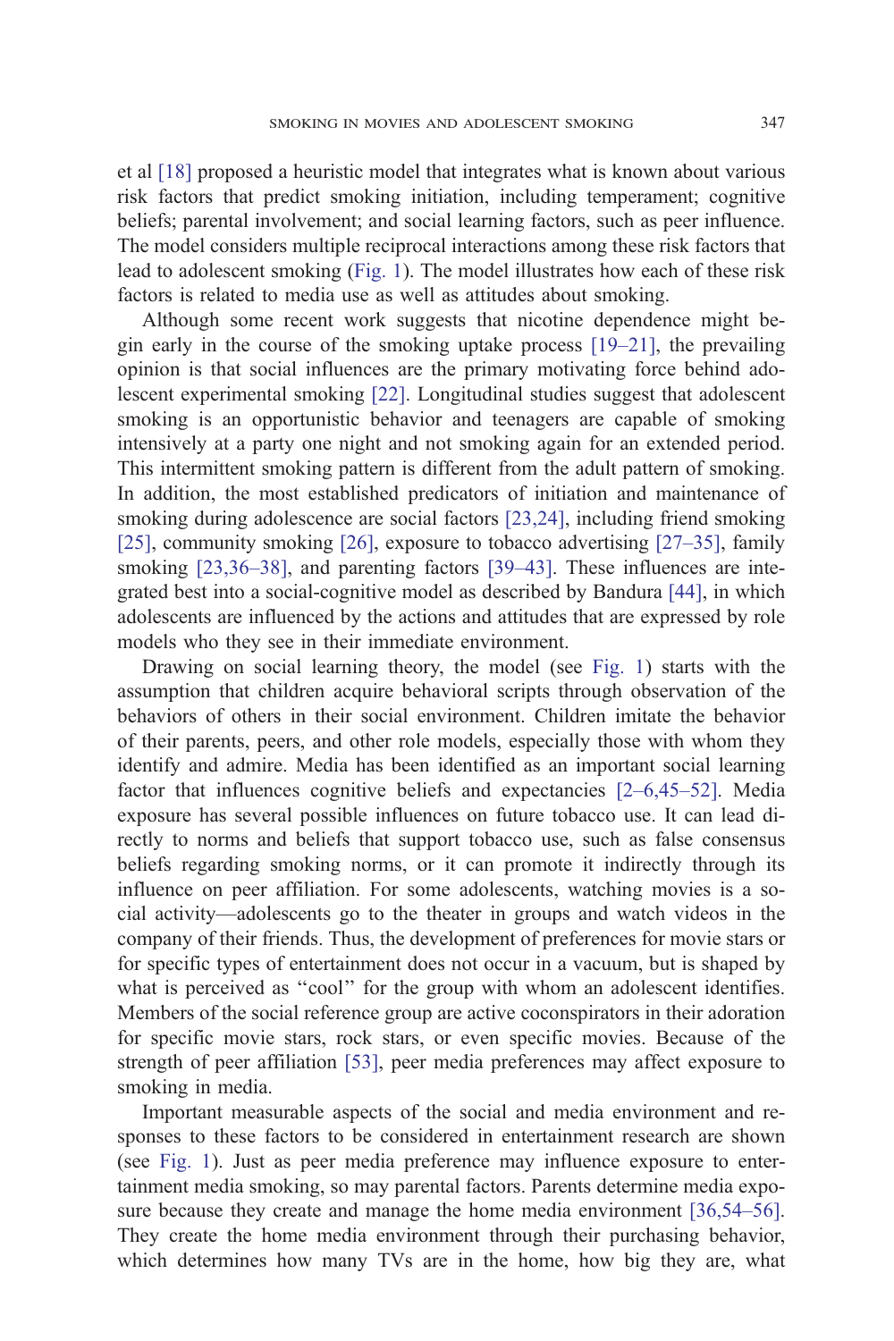et al [18] proposed a heuristic model that integrates what is known about various risk factors that predict smoking initiation, including temperament; cognitive beliefs; parental involvement; and social learning factors, such as peer influence. The model considers multiple reciprocal interactions among these risk factors that lead to adolescent smoking (Fig. 1). The model illustrates how each of these risk factors is related to media use as well as attitudes about smoking.

Although some recent work suggests that nicotine dependence might begin early in the course of the smoking uptake process [19–21], the prevailing opinion is that social influences are the primary motivating force behind adolescent experimental smoking [22]. Longitudinal studies suggest that adolescent smoking is an opportunistic behavior and teenagers are capable of smoking intensively at a party one night and not smoking again for an extended period. This intermittent smoking pattern is different from the adult pattern of smoking. In addition, the most established predicators of initiation and maintenance of smoking during adolescence are social factors [23,24], including friend smoking [25], community smoking [26], exposure to tobacco advertising [27–35], family smoking [23,36–38], and parenting factors [39–43]. These influences are integrated best into a social-cognitive model as described by Bandura [44], in which adolescents are influenced by the actions and attitudes that are expressed by role models who they see in their immediate environment.

Drawing on social learning theory, the model (see Fig. 1) starts with the assumption that children acquire behavioral scripts through observation of the behaviors of others in their social environment. Children imitate the behavior of their parents, peers, and other role models, especially those with whom they identify and admire. Media has been identified as an important social learning factor that influences cognitive beliefs and expectancies [2–6,45–52]. Media exposure has several possible influences on future tobacco use. It can lead directly to norms and beliefs that support tobacco use, such as false consensus beliefs regarding smoking norms, or it can promote it indirectly through its influence on peer affiliation. For some adolescents, watching movies is a social activity—adolescents go to the theater in groups and watch videos in the company of their friends. Thus, the development of preferences for movie stars or for specific types of entertainment does not occur in a vacuum, but is shaped by what is perceived as "cool" for the group with whom an adolescent identifies. Members of the social reference group are active coconspirators in their adoration for specific movie stars, rock stars, or even specific movies. Because of the strength of peer affiliation [53], peer media preferences may affect exposure to smoking in media.

Important measurable aspects of the social and media environment and responses to these factors to be considered in entertainment research are shown (see Fig. 1). Just as peer media preference may influence exposure to entertainment media smoking, so may parental factors. Parents determine media exposure because they create and manage the home media environment [36,54–56]. They create the home media environment through their purchasing behavior, which determines how many TVs are in the home, how big they are, what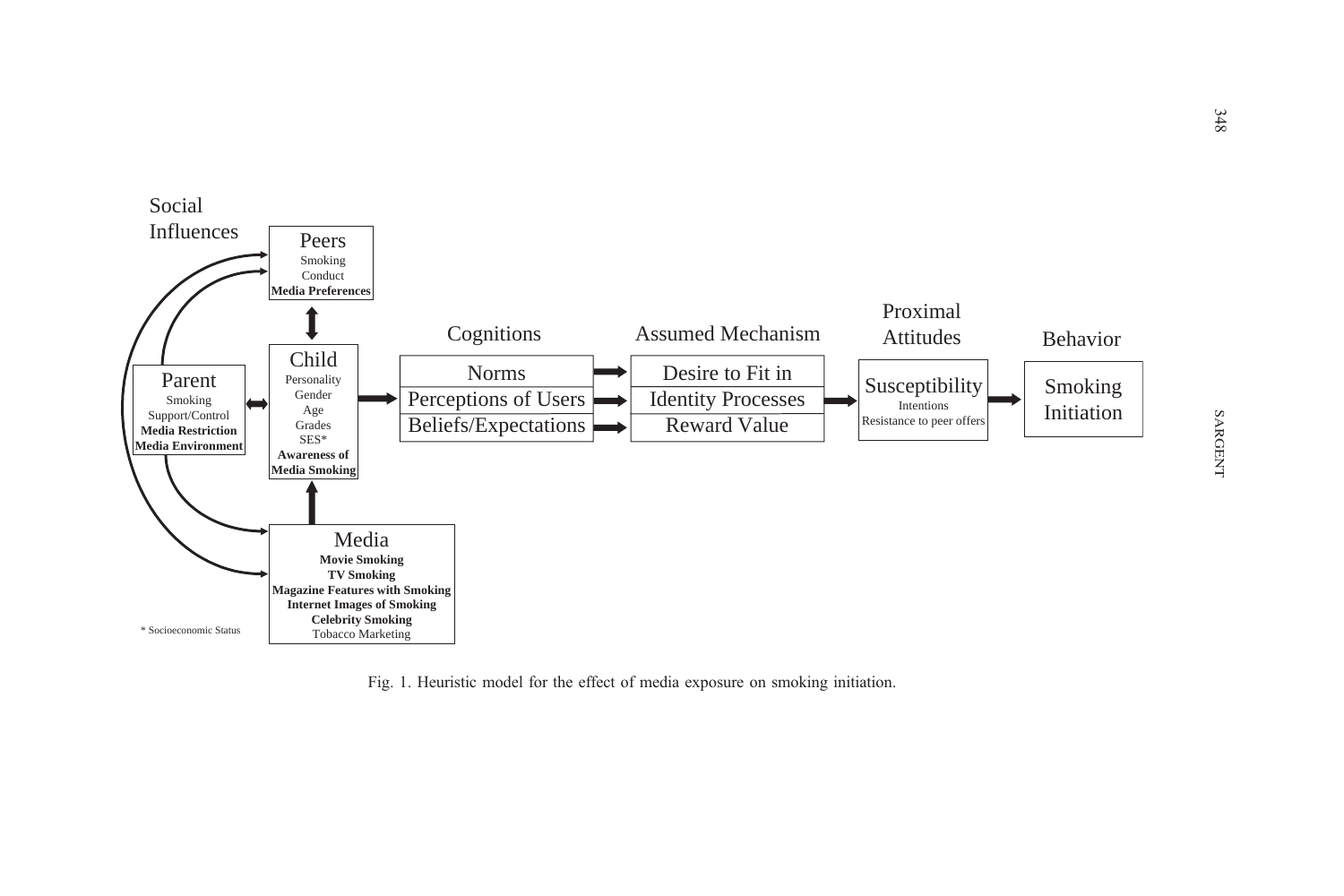Social Influences

**Peers**
Smoking
Conduct
**Media Preferences**

**Parent**
Smoking
Support/Control
**Media Restriction**
**Media Environment**

**Child**
Personality
Gender
Age
Grades
SES*
**Awareness of Media Smoking**

**Media**
**Movie Smoking**
**TV Smoking**
**Magazine Features with Smoking**
**Internet Images of Smoking**
**Celebrity Smoking**
Tobacco Marketing

Cognitions
- Norms
- Perceptions of Users
- Beliefs/Expectations

Assumed Mechanism
- Desire to Fit in
- Identity Processes
- Reward Value

Proximal Attitudes
- Susceptibility
  - Intentions
  - Resistance to peer offers

Behavior
- Smoking Initiation

\* Socioeconomic Status

Fig. 1. Heuristic model for the effect of media exposure on smoking initiation.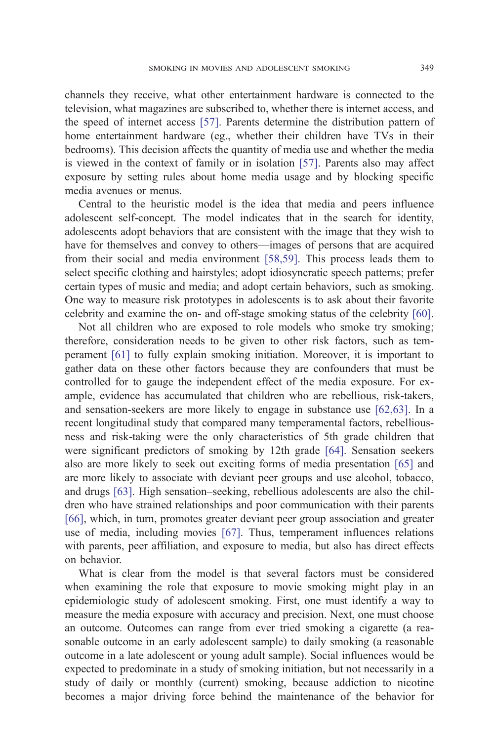channels they receive, what other entertainment hardware is connected to the television, what magazines are subscribed to, whether there is internet access, and the speed of internet access [57]. Parents determine the distribution pattern of home entertainment hardware (eg., whether their children have TVs in their bedrooms). This decision affects the quantity of media use and whether the media is viewed in the context of family or in isolation [57]. Parents also may affect exposure by setting rules about home media usage and by blocking specific media avenues or menus.

Central to the heuristic model is the idea that media and peers influence adolescent self-concept. The model indicates that in the search for identity, adolescents adopt behaviors that are consistent with the image that they wish to have for themselves and convey to others—images of persons that are acquired from their social and media environment [58,59]. This process leads them to select specific clothing and hairstyles; adopt idiosyncratic speech patterns; prefer certain types of music and media; and adopt certain behaviors, such as smoking. One way to measure risk prototypes in adolescents is to ask about their favorite celebrity and examine the on- and off-stage smoking status of the celebrity [60].

Not all children who are exposed to role models who smoke try smoking; therefore, consideration needs to be given to other risk factors, such as temperament [61] to fully explain smoking initiation. Moreover, it is important to gather data on these other factors because they are confounders that must be controlled for to gauge the independent effect of the media exposure. For example, evidence has accumulated that children who are rebellious, risk-takers, and sensation-seekers are more likely to engage in substance use [62,63]. In a recent longitudinal study that compared many temperamental factors, rebelliousness and risk-taking were the only characteristics of 5th grade children that were significant predictors of smoking by 12th grade [64]. Sensation seekers also are more likely to seek out exciting forms of media presentation [65] and are more likely to associate with deviant peer groups and use alcohol, tobacco, and drugs [63]. High sensation–seeking, rebellious adolescents are also the children who have strained relationships and poor communication with their parents [66], which, in turn, promotes greater deviant peer group association and greater use of media, including movies [67]. Thus, temperament influences relations with parents, peer affiliation, and exposure to media, but also has direct effects on behavior.

What is clear from the model is that several factors must be considered when examining the role that exposure to movie smoking might play in an epidemiologic study of adolescent smoking. First, one must identify a way to measure the media exposure with accuracy and precision. Next, one must choose an outcome. Outcomes can range from ever tried smoking a cigarette (a reasonable outcome in an early adolescent sample) to daily smoking (a reasonable outcome in a late adolescent or young adult sample). Social influences would be expected to predominate in a study of smoking initiation, but not necessarily in a study of daily or monthly (current) smoking, because addiction to nicotine becomes a major driving force behind the maintenance of the behavior for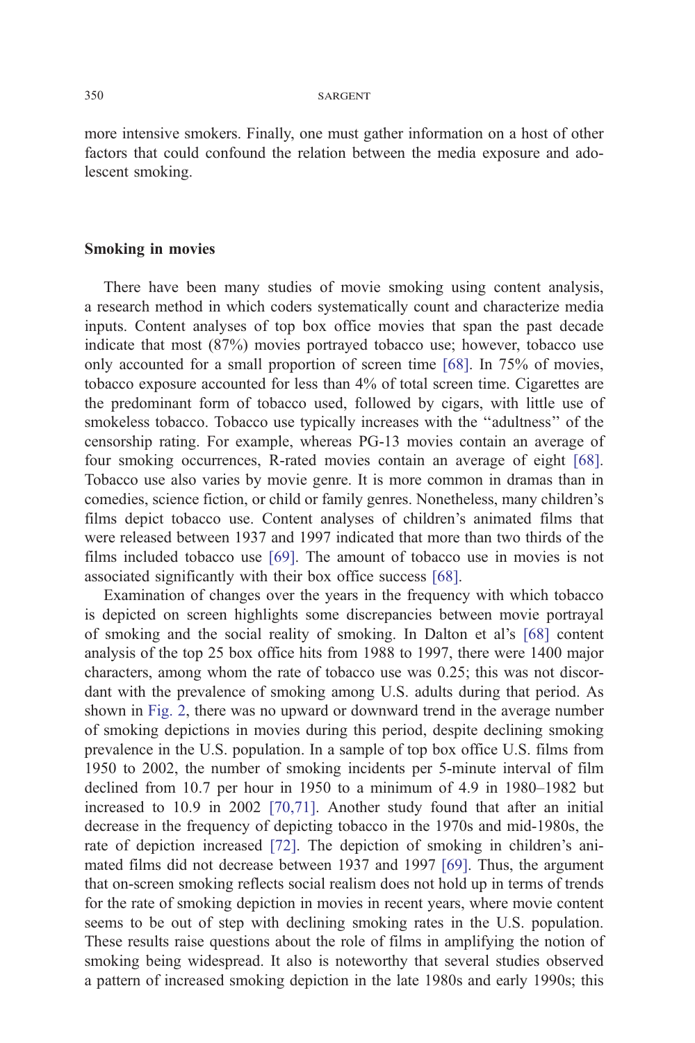more intensive smokers. Finally, one must gather information on a host of other factors that could confound the relation between the media exposure and adolescent smoking.

## Smoking in movies

There have been many studies of movie smoking using content analysis, a research method in which coders systematically count and characterize media inputs. Content analyses of top box office movies that span the past decade indicate that most (87%) movies portrayed tobacco use; however, tobacco use only accounted for a small proportion of screen time [68]. In 75% of movies, tobacco exposure accounted for less than 4% of total screen time. Cigarettes are the predominant form of tobacco used, followed by cigars, with little use of smokeless tobacco. Tobacco use typically increases with the ''adultness'' of the censorship rating. For example, whereas PG-13 movies contain an average of four smoking occurrences, R-rated movies contain an average of eight [68]. Tobacco use also varies by movie genre. It is more common in dramas than in comedies, science fiction, or child or family genres. Nonetheless, many children's films depict tobacco use. Content analyses of children's animated films that were released between 1937 and 1997 indicated that more than two thirds of the films included tobacco use [69]. The amount of tobacco use in movies is not associated significantly with their box office success [68].

Examination of changes over the years in the frequency with which tobacco is depicted on screen highlights some discrepancies between movie portrayal of smoking and the social reality of smoking. In Dalton et al's [68] content analysis of the top 25 box office hits from 1988 to 1997, there were 1400 major characters, among whom the rate of tobacco use was 0.25; this was not discordant with the prevalence of smoking among U.S. adults during that period. As shown in Fig. 2, there was no upward or downward trend in the average number of smoking depictions in movies during this period, despite declining smoking prevalence in the U.S. population. In a sample of top box office U.S. films from 1950 to 2002, the number of smoking incidents per 5-minute interval of film declined from 10.7 per hour in 1950 to a minimum of 4.9 in 1980–1982 but increased to 10.9 in 2002 [70,71]. Another study found that after an initial decrease in the frequency of depicting tobacco in the 1970s and mid-1980s, the rate of depiction increased [72]. The depiction of smoking in children's animated films did not decrease between 1937 and 1997 [69]. Thus, the argument that on-screen smoking reflects social realism does not hold up in terms of trends for the rate of smoking depiction in movies in recent years, where movie content seems to be out of step with declining smoking rates in the U.S. population. These results raise questions about the role of films in amplifying the notion of smoking being widespread. It also is noteworthy that several studies observed a pattern of increased smoking depiction in the late 1980s and early 1990s; this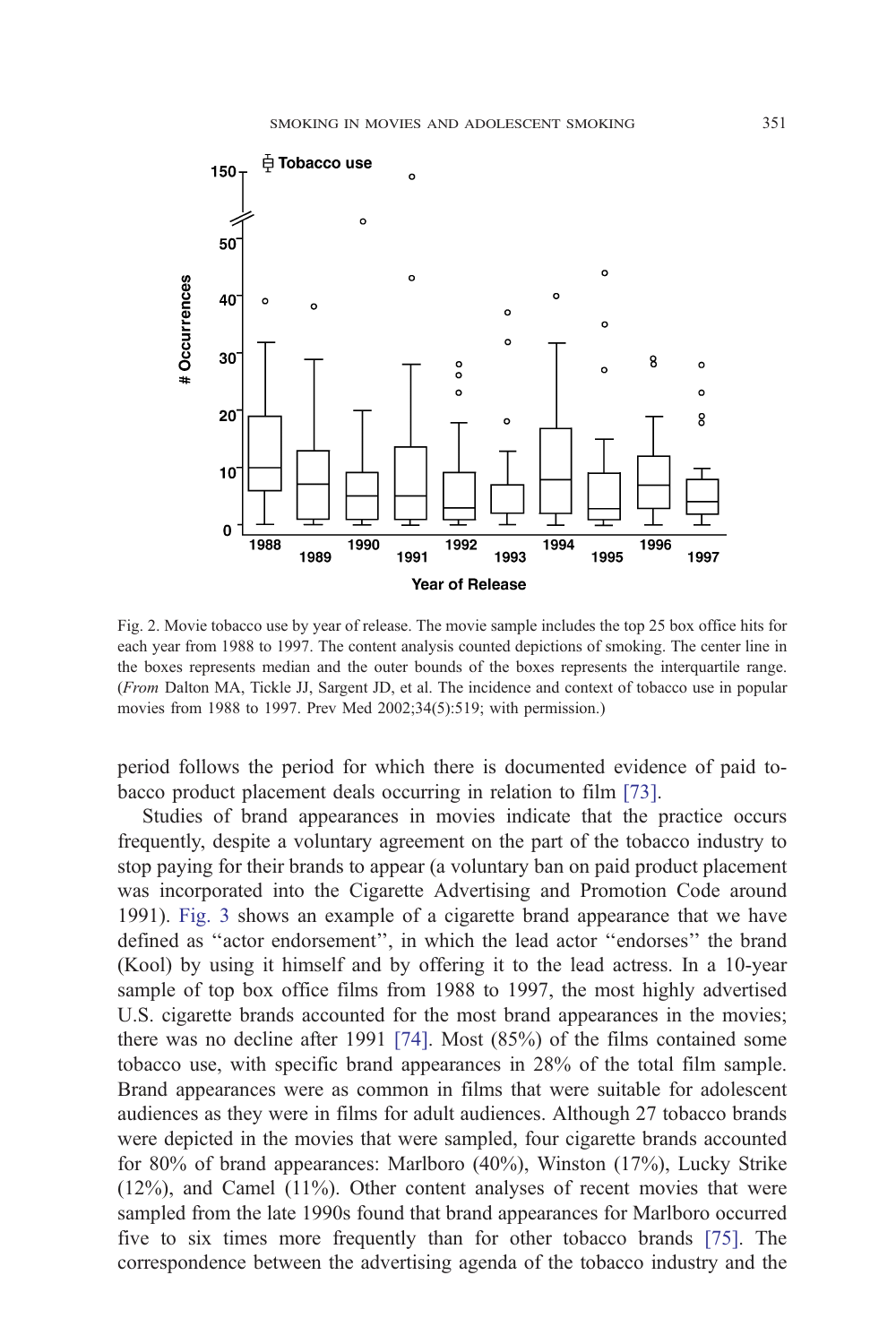Fig. 2. Movie tobacco use by year of release. The movie sample includes the top 25 box office hits for each year from 1988 to 1997. The content analysis counted depictions of smoking. The center line in the boxes represents median and the outer bounds of the boxes represents the interquartile range. (*From* Dalton MA, Tickle JJ, Sargent JD, et al. The incidence and context of tobacco use in popular movies from 1988 to 1997. Prev Med 2002;34(5):519; with permission.)

period follows the period for which there is documented evidence of paid tobacco product placement deals occurring in relation to film [73].

Studies of brand appearances in movies indicate that the practice occurs frequently, despite a voluntary agreement on the part of the tobacco industry to stop paying for their brands to appear (a voluntary ban on paid product placement was incorporated into the Cigarette Advertising and Promotion Code around 1991). Fig. 3 shows an example of a cigarette brand appearance that we have defined as ''actor endorsement'', in which the lead actor ''endorses'' the brand (Kool) by using it himself and by offering it to the lead actress. In a 10-year sample of top box office films from 1988 to 1997, the most highly advertised U.S. cigarette brands accounted for the most brand appearances in the movies; there was no decline after 1991 [74]. Most (85%) of the films contained some tobacco use, with specific brand appearances in 28% of the total film sample. Brand appearances were as common in films that were suitable for adolescent audiences as they were in films for adult audiences. Although 27 tobacco brands were depicted in the movies that were sampled, four cigarette brands accounted for 80% of brand appearances: Marlboro (40%), Winston (17%), Lucky Strike (12%), and Camel (11%). Other content analyses of recent movies that were sampled from the late 1990s found that brand appearances for Marlboro occurred five to six times more frequently than for other tobacco brands [75]. The correspondence between the advertising agenda of the tobacco industry and the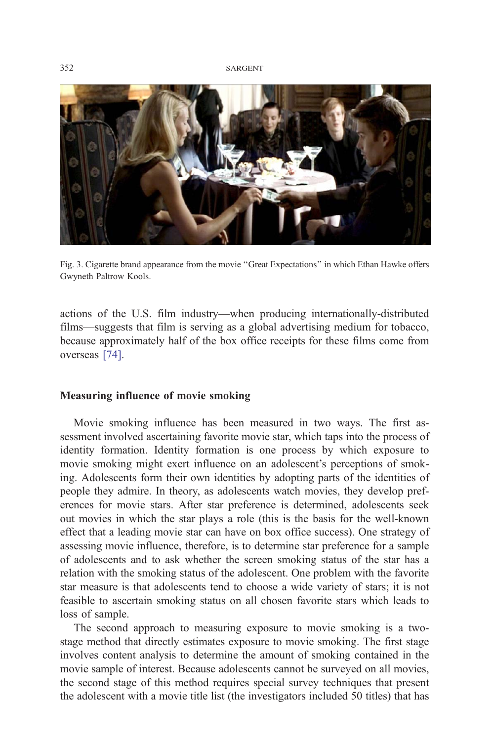Fig. 3. Cigarette brand appearance from the movie "Great Expectations" in which Ethan Hawke offers Gwyneth Paltrow Kools.

actions of the U.S. film industry—when producing internationally-distributed films—suggests that film is serving as a global advertising medium for tobacco, because approximately half of the box office receipts for these films come from overseas [74].

## Measuring influence of movie smoking

Movie smoking influence has been measured in two ways. The first assessment involved ascertaining favorite movie star, which taps into the process of identity formation. Identity formation is one process by which exposure to movie smoking might exert influence on an adolescent's perceptions of smoking. Adolescents form their own identities by adopting parts of the identities of people they admire. In theory, as adolescents watch movies, they develop preferences for movie stars. After star preference is determined, adolescents seek out movies in which the star plays a role (this is the basis for the well-known effect that a leading movie star can have on box office success). One strategy of assessing movie influence, therefore, is to determine star preference for a sample of adolescents and to ask whether the screen smoking status of the star has a relation with the smoking status of the adolescent. One problem with the favorite star measure is that adolescents tend to choose a wide variety of stars; it is not feasible to ascertain smoking status on all chosen favorite stars which leads to loss of sample.

The second approach to measuring exposure to movie smoking is a two-stage method that directly estimates exposure to movie smoking. The first stage involves content analysis to determine the amount of smoking contained in the movie sample of interest. Because adolescents cannot be surveyed on all movies, the second stage of this method requires special survey techniques that present the adolescent with a movie title list (the investigators included 50 titles) that has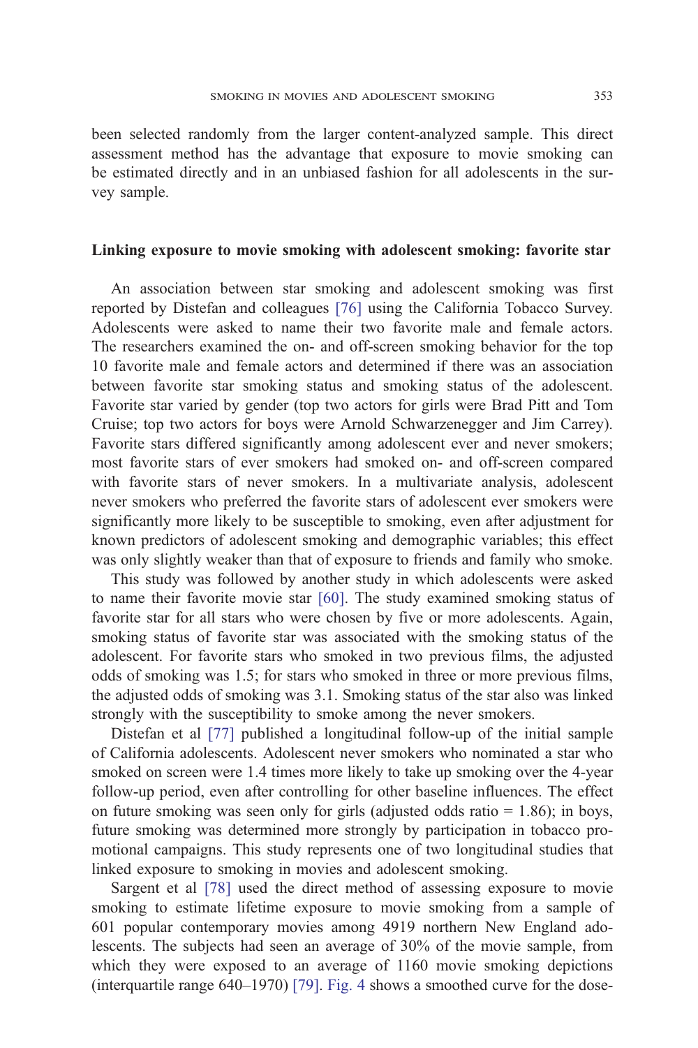been selected randomly from the larger content-analyzed sample. This direct assessment method has the advantage that exposure to movie smoking can be estimated directly and in an unbiased fashion for all adolescents in the survey sample.

### Linking exposure to movie smoking with adolescent smoking: favorite star

An association between star smoking and adolescent smoking was first reported by Distefan and colleagues [76] using the California Tobacco Survey. Adolescents were asked to name their two favorite male and female actors. The researchers examined the on- and off-screen smoking behavior for the top 10 favorite male and female actors and determined if there was an association between favorite star smoking status and smoking status of the adolescent. Favorite star varied by gender (top two actors for girls were Brad Pitt and Tom Cruise; top two actors for boys were Arnold Schwarzenegger and Jim Carrey). Favorite stars differed significantly among adolescent ever and never smokers; most favorite stars of ever smokers had smoked on- and off-screen compared with favorite stars of never smokers. In a multivariate analysis, adolescent never smokers who preferred the favorite stars of adolescent ever smokers were significantly more likely to be susceptible to smoking, even after adjustment for known predictors of adolescent smoking and demographic variables; this effect was only slightly weaker than that of exposure to friends and family who smoke.

This study was followed by another study in which adolescents were asked to name their favorite movie star [60]. The study examined smoking status of favorite star for all stars who were chosen by five or more adolescents. Again, smoking status of favorite star was associated with the smoking status of the adolescent. For favorite stars who smoked in two previous films, the adjusted odds of smoking was 1.5; for stars who smoked in three or more previous films, the adjusted odds of smoking was 3.1. Smoking status of the star also was linked strongly with the susceptibility to smoke among the never smokers.

Distefan et al [77] published a longitudinal follow-up of the initial sample of California adolescents. Adolescent never smokers who nominated a star who smoked on screen were 1.4 times more likely to take up smoking over the 4-year follow-up period, even after controlling for other baseline influences. The effect on future smoking was seen only for girls (adjusted odds ratio = 1.86); in boys, future smoking was determined more strongly by participation in tobacco promotional campaigns. This study represents one of two longitudinal studies that linked exposure to smoking in movies and adolescent smoking.

Sargent et al [78] used the direct method of assessing exposure to movie smoking to estimate lifetime exposure to movie smoking from a sample of 601 popular contemporary movies among 4919 northern New England adolescents. The subjects had seen an average of 30% of the movie sample, from which they were exposed to an average of 1160 movie smoking depictions (interquartile range 640–1970) [79]. Fig. 4 shows a smoothed curve for the dose-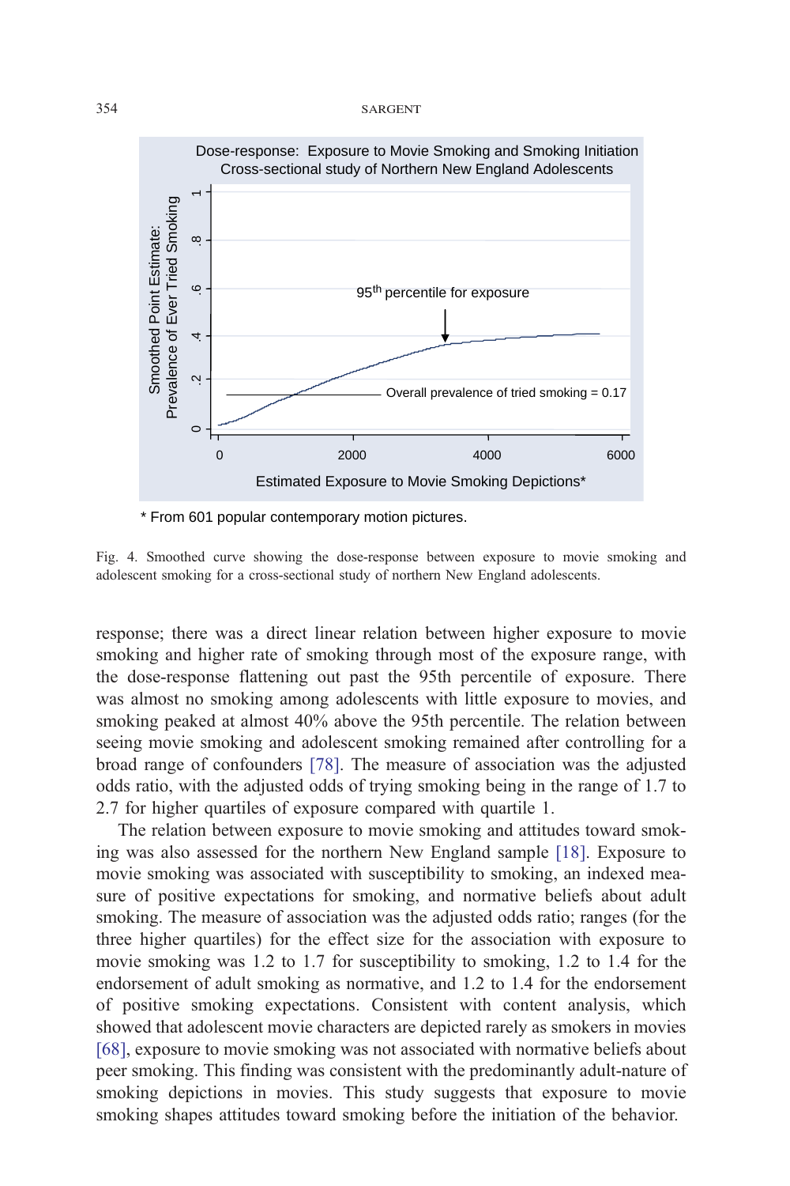Fig. 4. Smoothed curve showing the dose-response between exposure to movie smoking and adolescent smoking for a cross-sectional study of northern New England adolescents.

response; there was a direct linear relation between higher exposure to movie smoking and higher rate of smoking through most of the exposure range, with the dose-response flattening out past the 95th percentile of exposure. There was almost no smoking among adolescents with little exposure to movies, and smoking peaked at almost 40% above the 95th percentile. The relation between seeing movie smoking and adolescent smoking remained after controlling for a broad range of confounders [78]. The measure of association was the adjusted odds ratio, with the adjusted odds of trying smoking being in the range of 1.7 to 2.7 for higher quartiles of exposure compared with quartile 1.

The relation between exposure to movie smoking and attitudes toward smoking was also assessed for the northern New England sample [18]. Exposure to movie smoking was associated with susceptibility to smoking, an indexed measure of positive expectations for smoking, and normative beliefs about adult smoking. The measure of association was the adjusted odds ratio; ranges (for the three higher quartiles) for the effect size for the association with exposure to movie smoking was 1.2 to 1.7 for susceptibility to smoking, 1.2 to 1.4 for the endorsement of adult smoking as normative, and 1.2 to 1.4 for the endorsement of positive smoking expectations. Consistent with content analysis, which showed that adolescent movie characters are depicted rarely as smokers in movies [68], exposure to movie smoking was not associated with normative beliefs about peer smoking. This finding was consistent with the predominantly adult-nature of smoking depictions in movies. This study suggests that exposure to movie smoking shapes attitudes toward smoking before the initiation of the behavior.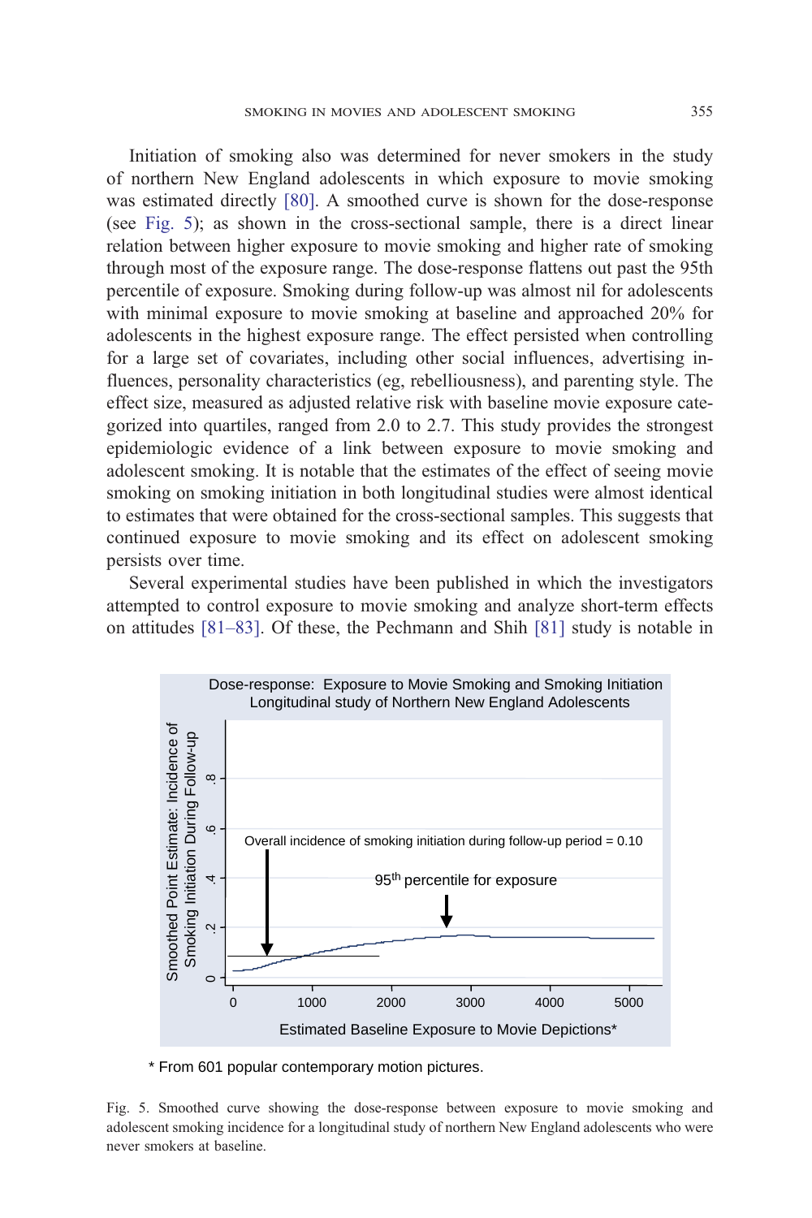Initiation of smoking also was determined for never smokers in the study of northern New England adolescents in which exposure to movie smoking was estimated directly [80]. A smoothed curve is shown for the dose-response (see Fig. 5); as shown in the cross-sectional sample, there is a direct linear relation between higher exposure to movie smoking and higher rate of smoking through most of the exposure range. The dose-response flattens out past the 95th percentile of exposure. Smoking during follow-up was almost nil for adolescents with minimal exposure to movie smoking at baseline and approached 20% for adolescents in the highest exposure range. The effect persisted when controlling for a large set of covariates, including other social influences, advertising influences, personality characteristics (eg, rebelliousness), and parenting style. The effect size, measured as adjusted relative risk with baseline movie exposure categorized into quartiles, ranged from 2.0 to 2.7. This study provides the strongest epidemiologic evidence of a link between exposure to movie smoking and adolescent smoking. It is notable that the estimates of the effect of seeing movie smoking on smoking initiation in both longitudinal studies were almost identical to estimates that were obtained for the cross-sectional samples. This suggests that continued exposure to movie smoking and its effect on adolescent smoking persists over time.

Several experimental studies have been published in which the investigators attempted to control exposure to movie smoking and analyze short-term effects on attitudes [81–83]. Of these, the Pechmann and Shih [81] study is notable in

Dose-response: Exposure to Movie Smoking and Smoking Initiation
Longitudinal study of Northern New England Adolescents

Overall incidence of smoking initiation during follow-up period = 0.10

95th percentile for exposure

Smoothed Point Estimate: Incidence of Smoking Initiation During Follow-up

Estimated Baseline Exposure to Movie Depictions*

\* From 601 popular contemporary motion pictures.

Fig. 5. Smoothed curve showing the dose-response between exposure to movie smoking and adolescent smoking incidence for a longitudinal study of northern New England adolescents who were never smokers at baseline.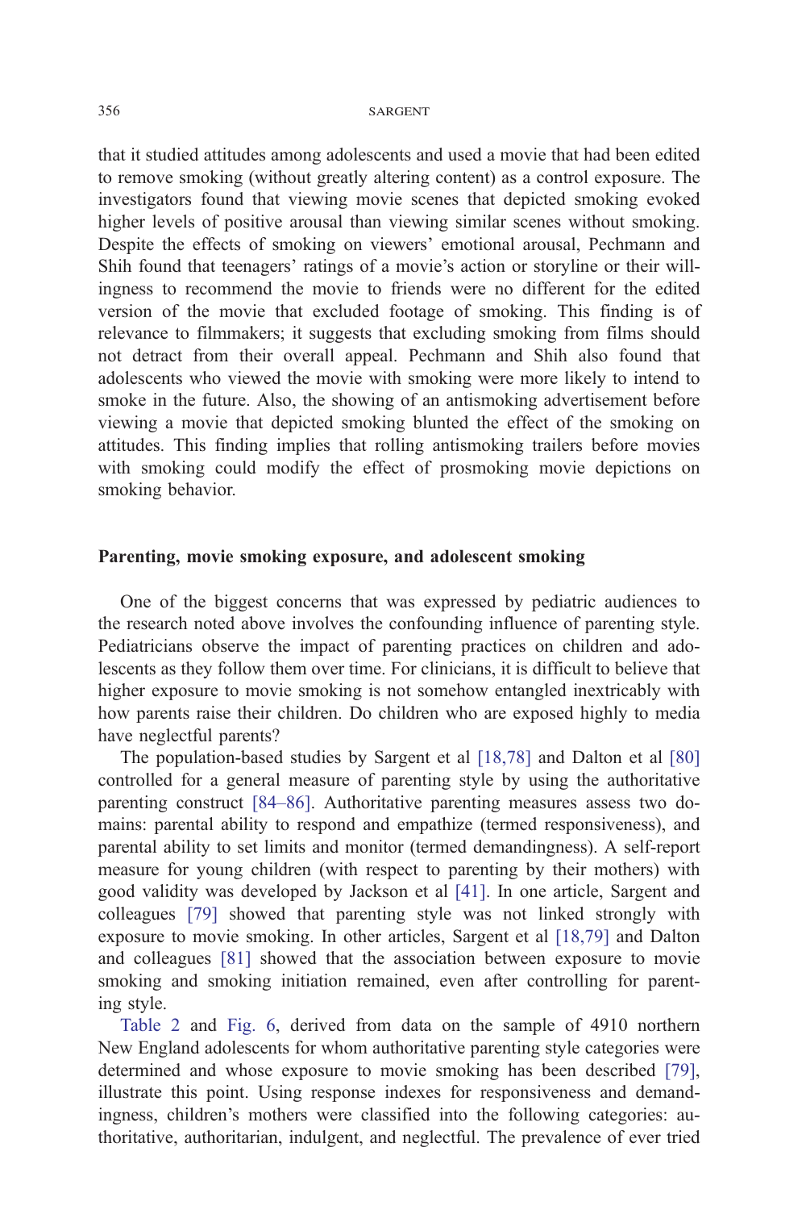that it studied attitudes among adolescents and used a movie that had been edited to remove smoking (without greatly altering content) as a control exposure. The investigators found that viewing movie scenes that depicted smoking evoked higher levels of positive arousal than viewing similar scenes without smoking. Despite the effects of smoking on viewers' emotional arousal, Pechmann and Shih found that teenagers' ratings of a movie's action or storyline or their willingness to recommend the movie to friends were no different for the edited version of the movie that excluded footage of smoking. This finding is of relevance to filmmakers; it suggests that excluding smoking from films should not detract from their overall appeal. Pechmann and Shih also found that adolescents who viewed the movie with smoking were more likely to intend to smoke in the future. Also, the showing of an antismoking advertisement before viewing a movie that depicted smoking blunted the effect of the smoking on attitudes. This finding implies that rolling antismoking trailers before movies with smoking could modify the effect of prosmoking movie depictions on smoking behavior.

## Parenting, movie smoking exposure, and adolescent smoking

One of the biggest concerns that was expressed by pediatric audiences to the research noted above involves the confounding influence of parenting style. Pediatricians observe the impact of parenting practices on children and adolescents as they follow them over time. For clinicians, it is difficult to believe that higher exposure to movie smoking is not somehow entangled inextricably with how parents raise their children. Do children who are exposed highly to media have neglectful parents?

The population-based studies by Sargent et al [18,78] and Dalton et al [80] controlled for a general measure of parenting style by using the authoritative parenting construct [84–86]. Authoritative parenting measures assess two domains: parental ability to respond and empathize (termed responsiveness), and parental ability to set limits and monitor (termed demandingness). A self-report measure for young children (with respect to parenting by their mothers) with good validity was developed by Jackson et al [41]. In one article, Sargent and colleagues [79] showed that parenting style was not linked strongly with exposure to movie smoking. In other articles, Sargent et al [18,79] and Dalton and colleagues [81] showed that the association between exposure to movie smoking and smoking initiation remained, even after controlling for parenting style.

Table 2 and Fig. 6, derived from data on the sample of 4910 northern New England adolescents for whom authoritative parenting style categories were determined and whose exposure to movie smoking has been described [79], illustrate this point. Using response indexes for responsiveness and demandingness, children's mothers were classified into the following categories: authoritative, authoritarian, indulgent, and neglectful. The prevalence of ever tried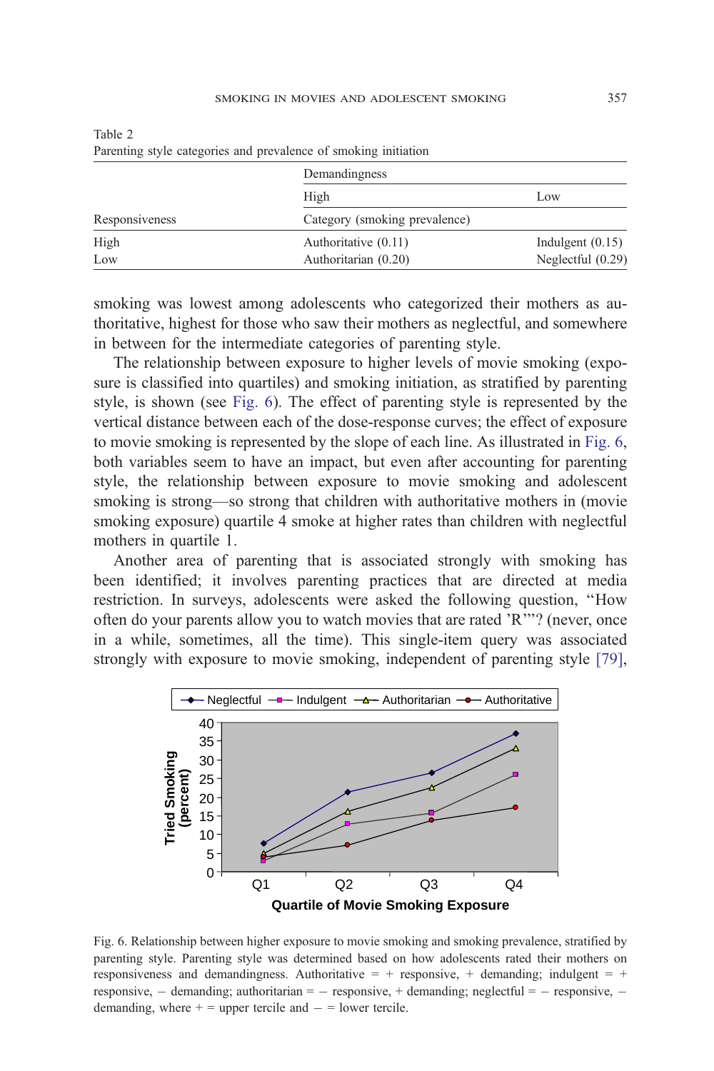Table 2
Parenting style categories and prevalence of smoking initiation

| | Demandingness | |
|---|---|---|
| | High | Low |
| Responsiveness | Category (smoking prevalence) | |
| High | Authoritative (0.11) | Indulgent (0.15) |
| Low | Authoritarian (0.20) | Neglectful (0.29) |

smoking was lowest among adolescents who categorized their mothers as authoritative, highest for those who saw their mothers as neglectful, and somewhere in between for the intermediate categories of parenting style.

The relationship between exposure to higher levels of movie smoking (exposure is classified into quartiles) and smoking initiation, as stratified by parenting style, is shown (see Fig. 6). The effect of parenting style is represented by the vertical distance between each of the dose-response curves; the effect of exposure to movie smoking is represented by the slope of each line. As illustrated in Fig. 6, both variables seem to have an impact, but even after accounting for parenting style, the relationship between exposure to movie smoking and adolescent smoking is strong—so strong that children with authoritative mothers in (movie smoking exposure) quartile 4 smoke at higher rates than children with neglectful mothers in quartile 1.

Another area of parenting that is associated strongly with smoking has been identified; it involves parenting practices that are directed at media restriction. In surveys, adolescents were asked the following question, "How often do your parents allow you to watch movies that are rated 'R'"? (never, once in a while, sometimes, all the time). This single-item query was associated strongly with exposure to movie smoking, independent of parenting style [79],

Fig. 6. Relationship between higher exposure to movie smoking and smoking prevalence, stratified by parenting style. Parenting style was determined based on how adolescents rated their mothers on responsiveness and demandingness. Authoritative = + responsive, + demanding; indulgent = + responsive, − demanding; authoritarian = − responsive, + demanding; neglectful = − responsive, − demanding, where + = upper tercile and − = lower tercile.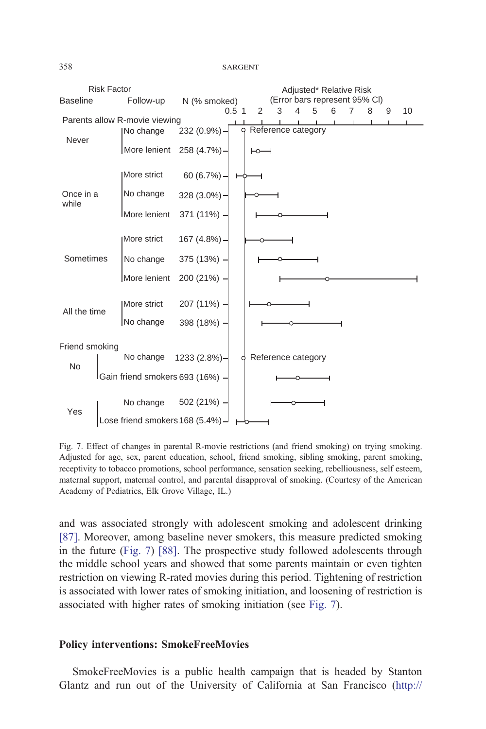| Risk Factor: Baseline | Risk Factor: Follow-up | N (% smoked) |
|---|---|---|
| **Parents allow R-movie viewing** | | |
| Never | No change | 232 (0.9%) — Reference category |
| | More lenient | 258 (4.7%) |
| Once in a while | More strict | 60 (6.7%) |
| | No change | 328 (3.0%) |
| | More lenient | 371 (11%) |
| Sometimes | More strict | 167 (4.8%) |
| | No change | 375 (13%) |
| | More lenient | 200 (21%) |
| All the time | More strict | 207 (11%) |
| | No change | 398 (18%) |
| **Friend smoking** | | |
| No | No change | 1233 (2.8%) — Reference category |
| | Gain friend smokers | 693 (16%) |
| Yes | No change | 502 (21%) |
| | Lose friend smokers | 168 (5.4%) |

Adjusted* Relative Risk (Error bars represent 95% CI)

Fig. 7. Effect of changes in parental R-movie restrictions (and friend smoking) on trying smoking. Adjusted for age, sex, parent education, school, friend smoking, sibling smoking, parent smoking, receptivity to tobacco promotions, school performance, sensation seeking, rebelliousness, self esteem, maternal support, maternal control, and parental disapproval of smoking. (Courtesy of the American Academy of Pediatrics, Elk Grove Village, IL.)

and was associated strongly with adolescent smoking and adolescent drinking [87]. Moreover, among baseline never smokers, this measure predicted smoking in the future (Fig. 7) [88]. The prospective study followed adolescents through the middle school years and showed that some parents maintain or even tighten restriction on viewing R-rated movies during this period. Tightening of restriction is associated with lower rates of smoking initiation, and loosening of restriction is associated with higher rates of smoking initiation (see Fig. 7).

## Policy interventions: SmokeFreeMovies

SmokeFreeMovies is a public health campaign that is headed by Stanton Glantz and run out of the University of California at San Francisco (http://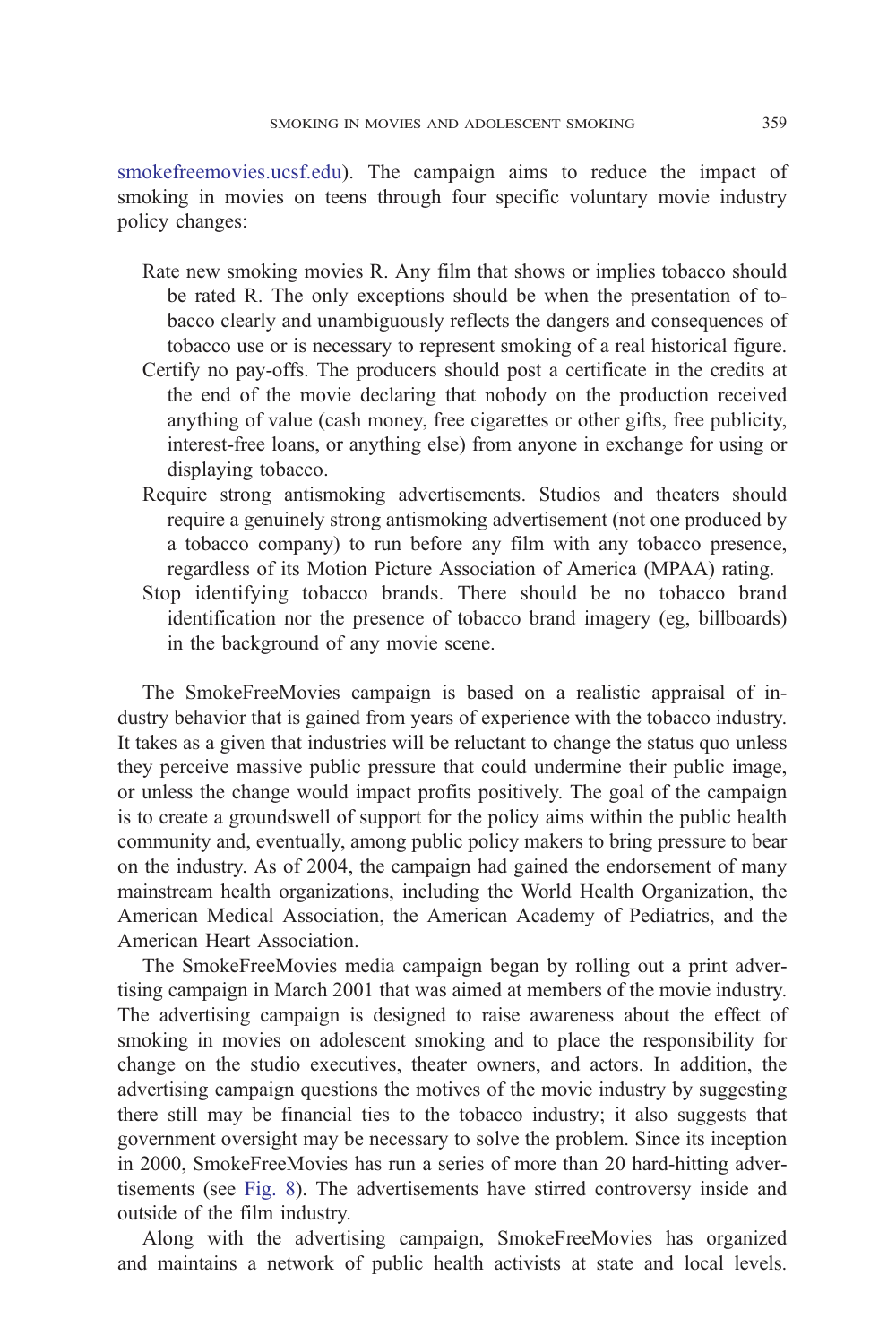smokefreemovies.ucsf.edu). The campaign aims to reduce the impact of smoking in movies on teens through four specific voluntary movie industry policy changes:

- Rate new smoking movies R. Any film that shows or implies tobacco should be rated R. The only exceptions should be when the presentation of tobacco clearly and unambiguously reflects the dangers and consequences of tobacco use or is necessary to represent smoking of a real historical figure.
- Certify no pay-offs. The producers should post a certificate in the credits at the end of the movie declaring that nobody on the production received anything of value (cash money, free cigarettes or other gifts, free publicity, interest-free loans, or anything else) from anyone in exchange for using or displaying tobacco.
- Require strong antismoking advertisements. Studios and theaters should require a genuinely strong antismoking advertisement (not one produced by a tobacco company) to run before any film with any tobacco presence, regardless of its Motion Picture Association of America (MPAA) rating.
- Stop identifying tobacco brands. There should be no tobacco brand identification nor the presence of tobacco brand imagery (eg, billboards) in the background of any movie scene.

The SmokeFreeMovies campaign is based on a realistic appraisal of industry behavior that is gained from years of experience with the tobacco industry. It takes as a given that industries will be reluctant to change the status quo unless they perceive massive public pressure that could undermine their public image, or unless the change would impact profits positively. The goal of the campaign is to create a groundswell of support for the policy aims within the public health community and, eventually, among public policy makers to bring pressure to bear on the industry. As of 2004, the campaign had gained the endorsement of many mainstream health organizations, including the World Health Organization, the American Medical Association, the American Academy of Pediatrics, and the American Heart Association.

The SmokeFreeMovies media campaign began by rolling out a print advertising campaign in March 2001 that was aimed at members of the movie industry. The advertising campaign is designed to raise awareness about the effect of smoking in movies on adolescent smoking and to place the responsibility for change on the studio executives, theater owners, and actors. In addition, the advertising campaign questions the motives of the movie industry by suggesting there still may be financial ties to the tobacco industry; it also suggests that government oversight may be necessary to solve the problem. Since its inception in 2000, SmokeFreeMovies has run a series of more than 20 hard-hitting advertisements (see Fig. 8). The advertisements have stirred controversy inside and outside of the film industry.

Along with the advertising campaign, SmokeFreeMovies has organized and maintains a network of public health activists at state and local levels.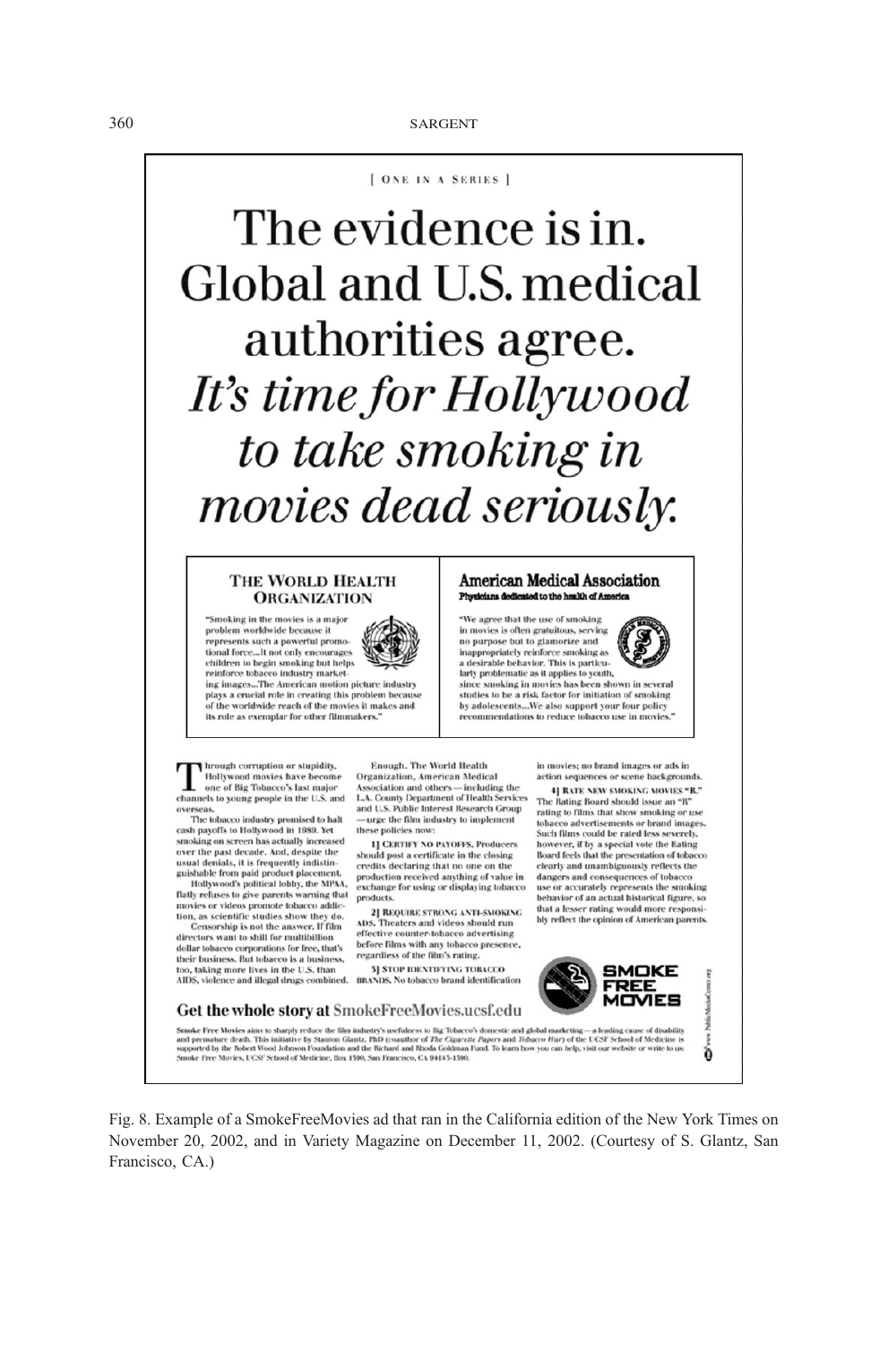[ ONE IN A SERIES ]

# The evidence is in. Global and U.S. medical authorities agree. *It's time for Hollywood to take smoking in movies dead seriously.*

**THE WORLD HEALTH ORGANIZATION**

"Smoking in the movies is a major problem worldwide because it represents such a powerful promotional force...It not only encourages children to begin smoking but helps reinforce tobacco industry marketing images...The American motion picture industry plays a crucial role in creating this problem because of the worldwide reach of the movies it makes and its role as exemplar for other filmmakers."

**American Medical Association**
Physicians dedicated to the health of America

"We agree that the use of smoking in movies is often gratuitous, serving no purpose but to glamorize and inappropriately reinforce smoking as a desirable behavior. This is particularly problematic as it applies to youth, since smoking in movies has been shown in several studies to be a risk factor for initiation of smoking by adolescents...We also support your four policy recommendations to reduce tobacco use in movies."

Through corruption or stupidity, Hollywood movies have become one of Big Tobacco's last major channels to young people in the U.S. and overseas.

The tobacco industry promised to halt cash payoffs to Hollywood in 1989. Yet smoking on screen has actually increased over the past decade. And, despite the usual denials, it is frequently indistinguishable from paid product placement.

Hollywood's political lobby, the MPAA, flatly refuses to give parents warning that movies or videos promote tobacco addiction, as scientific studies show they do.

Censorship is not the answer. If film directors want to shill for multibillion dollar tobacco corporations for free, that's their business. But tobacco is a business, too, taking more lives in the U.S. than AIDS, violence and illegal drugs combined.

Enough. The World Health Organization, American Medical Association and others — including the L.A. County Department of Health Services and U.S. Public Interest Research Group — urge the film industry to implement these policies now:

**1] CERTIFY NO PAYOFFS.** Producers should post a certificate in the closing credits declaring that no one on the production received anything of value in exchange for using or displaying tobacco products.

**2] REQUIRE STRONG ANTI-SMOKING ADS.** Theaters and videos should run effective counter-tobacco advertising before films with any tobacco presence, regardless of the film's rating.

**3] STOP IDENTIFYING TOBACCO BRANDS.** No tobacco brand identification in movies; no brand images or ads in action sequences or scene backgrounds.

**4] RATE NEW SMOKING MOVIES "R."** The Rating Board should issue an "R" rating to films that show smoking or use tobacco advertisements or brand images. Such films could be rated less severely, however, if by a special vote the Rating Board feels that the presentation of tobacco clearly and unambiguously reflects the dangers and consequences of tobacco use or accurately represents the smoking behavior of an actual historical figure, so that a lesser rating would more responsibly reflect the opinion of American parents.

**Get the whole story at SmokeFreeMovies.ucsf.edu**

SMOKE FREE MOVIES

Smoke Free Movies aims to sharply reduce the film industry's usefulness to Big Tobacco's domestic and global marketing — a leading cause of disability and premature death. This initiative by Stanton Glantz, PhD (coauthor of *The Cigarette Papers* and *Tobacco War*) of the UCSF School of Medicine is supported by the Robert Wood Johnson Foundation and the Richard and Rhoda Goldman Fund. To learn how you can help, visit our website or write to us: Smoke Free Movies, UCSF School of Medicine, Box 1390, San Francisco, CA 94143-1390.

Fig. 8. Example of a SmokeFreeMovies ad that ran in the California edition of the New York Times on November 20, 2002, and in Variety Magazine on December 11, 2002. (Courtesy of S. Glantz, San Francisco, CA.)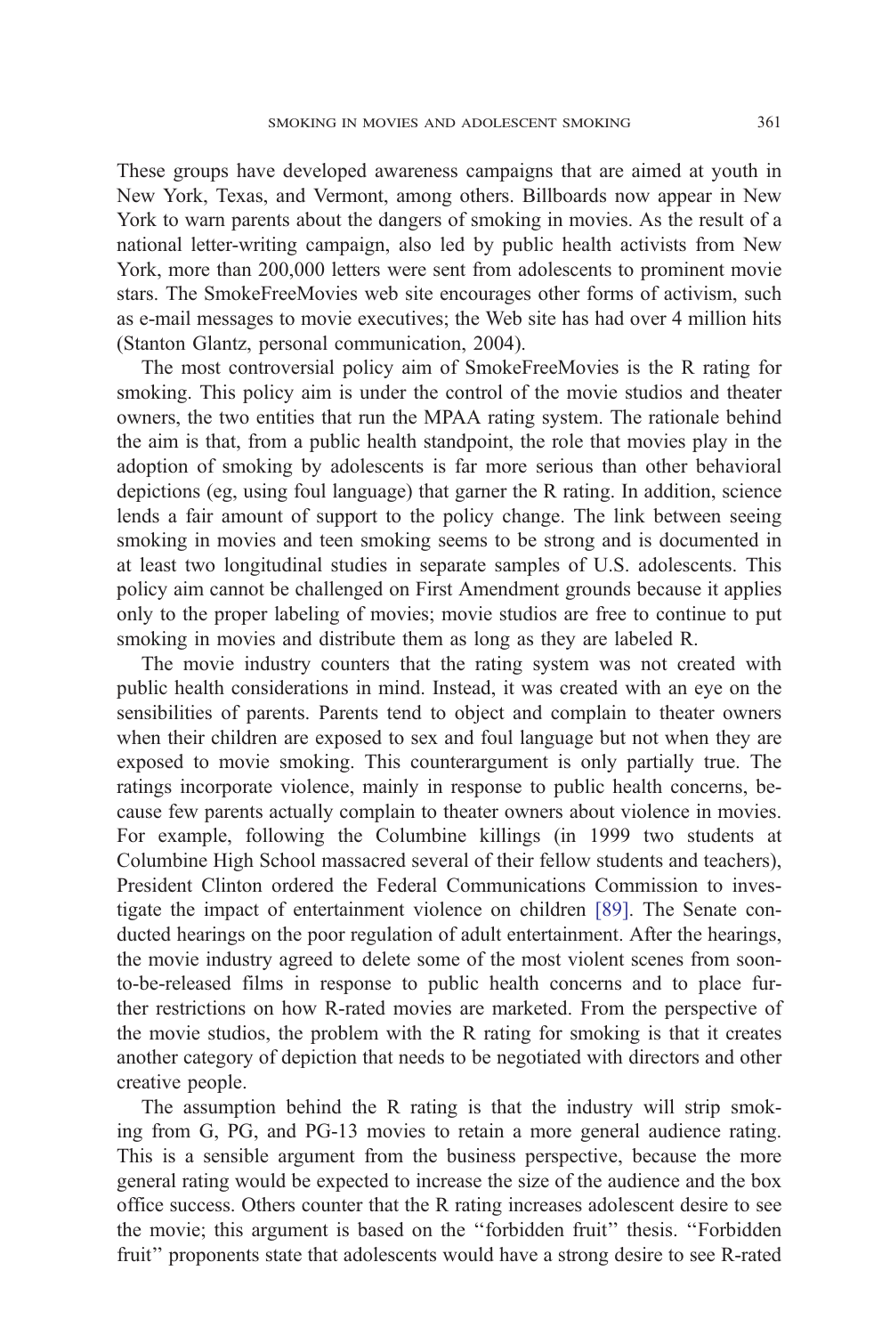These groups have developed awareness campaigns that are aimed at youth in New York, Texas, and Vermont, among others. Billboards now appear in New York to warn parents about the dangers of smoking in movies. As the result of a national letter-writing campaign, also led by public health activists from New York, more than 200,000 letters were sent from adolescents to prominent movie stars. The SmokeFreeMovies web site encourages other forms of activism, such as e-mail messages to movie executives; the Web site has had over 4 million hits (Stanton Glantz, personal communication, 2004).

The most controversial policy aim of SmokeFreeMovies is the R rating for smoking. This policy aim is under the control of the movie studios and theater owners, the two entities that run the MPAA rating system. The rationale behind the aim is that, from a public health standpoint, the role that movies play in the adoption of smoking by adolescents is far more serious than other behavioral depictions (eg, using foul language) that garner the R rating. In addition, science lends a fair amount of support to the policy change. The link between seeing smoking in movies and teen smoking seems to be strong and is documented in at least two longitudinal studies in separate samples of U.S. adolescents. This policy aim cannot be challenged on First Amendment grounds because it applies only to the proper labeling of movies; movie studios are free to continue to put smoking in movies and distribute them as long as they are labeled R.

The movie industry counters that the rating system was not created with public health considerations in mind. Instead, it was created with an eye on the sensibilities of parents. Parents tend to object and complain to theater owners when their children are exposed to sex and foul language but not when they are exposed to movie smoking. This counterargument is only partially true. The ratings incorporate violence, mainly in response to public health concerns, because few parents actually complain to theater owners about violence in movies. For example, following the Columbine killings (in 1999 two students at Columbine High School massacred several of their fellow students and teachers), President Clinton ordered the Federal Communications Commission to investigate the impact of entertainment violence on children [89]. The Senate conducted hearings on the poor regulation of adult entertainment. After the hearings, the movie industry agreed to delete some of the most violent scenes from soon-to-be-released films in response to public health concerns and to place further restrictions on how R-rated movies are marketed. From the perspective of the movie studios, the problem with the R rating for smoking is that it creates another category of depiction that needs to be negotiated with directors and other creative people.

The assumption behind the R rating is that the industry will strip smoking from G, PG, and PG-13 movies to retain a more general audience rating. This is a sensible argument from the business perspective, because the more general rating would be expected to increase the size of the audience and the box office success. Others counter that the R rating increases adolescent desire to see the movie; this argument is based on the ''forbidden fruit'' thesis. ''Forbidden fruit'' proponents state that adolescents would have a strong desire to see R-rated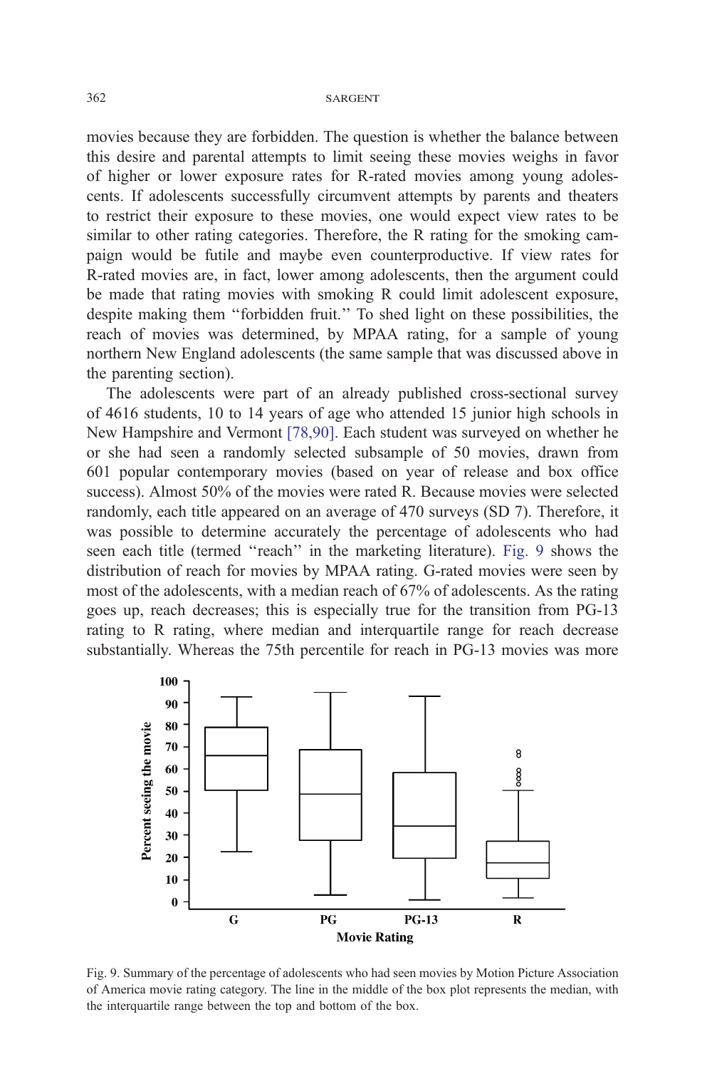movies because they are forbidden. The question is whether the balance between this desire and parental attempts to limit seeing these movies weighs in favor of higher or lower exposure rates for R-rated movies among young adolescents. If adolescents successfully circumvent attempts by parents and theaters to restrict their exposure to these movies, one would expect view rates to be similar to other rating categories. Therefore, the R rating for the smoking campaign would be futile and maybe even counterproductive. If view rates for R-rated movies are, in fact, lower among adolescents, then the argument could be made that rating movies with smoking R could limit adolescent exposure, despite making them "forbidden fruit." To shed light on these possibilities, the reach of movies was determined, by MPAA rating, for a sample of young northern New England adolescents (the same sample that was discussed above in the parenting section).

The adolescents were part of an already published cross-sectional survey of 4616 students, 10 to 14 years of age who attended 15 junior high schools in New Hampshire and Vermont [78,90]. Each student was surveyed on whether he or she had seen a randomly selected subsample of 50 movies, drawn from 601 popular contemporary movies (based on year of release and box office success). Almost 50% of the movies were rated R. Because movies were selected randomly, each title appeared on an average of 470 surveys (SD 7). Therefore, it was possible to determine accurately the percentage of adolescents who had seen each title (termed "reach" in the marketing literature). Fig. 9 shows the distribution of reach for movies by MPAA rating. G-rated movies were seen by most of the adolescents, with a median reach of 67% of adolescents. As the rating goes up, reach decreases; this is especially true for the transition from PG-13 rating to R rating, where median and interquartile range for reach decrease substantially. Whereas the 75th percentile for reach in PG-13 movies was more

Fig. 9. Summary of the percentage of adolescents who had seen movies by Motion Picture Association of America movie rating category. The line in the middle of the box plot represents the median, with the interquartile range between the top and bottom of the box.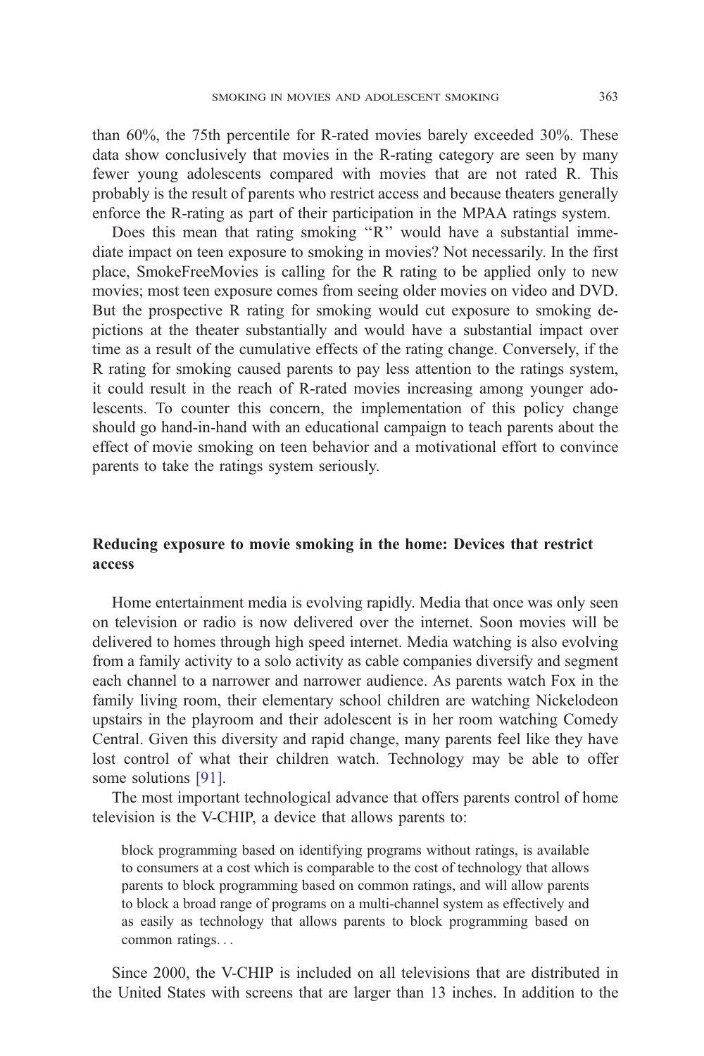than 60%, the 75th percentile for R-rated movies barely exceeded 30%. These data show conclusively that movies in the R-rating category are seen by many fewer young adolescents compared with movies that are not rated R. This probably is the result of parents who restrict access and because theaters generally enforce the R-rating as part of their participation in the MPAA ratings system.

Does this mean that rating smoking "R" would have a substantial immediate impact on teen exposure to smoking in movies? Not necessarily. In the first place, SmokeFreeMovies is calling for the R rating to be applied only to new movies; most teen exposure comes from seeing older movies on video and DVD. But the prospective R rating for smoking would cut exposure to smoking depictions at the theater substantially and would have a substantial impact over time as a result of the cumulative effects of the rating change. Conversely, if the R rating for smoking caused parents to pay less attention to the ratings system, it could result in the reach of R-rated movies increasing among younger adolescents. To counter this concern, the implementation of this policy change should go hand-in-hand with an educational campaign to teach parents about the effect of movie smoking on teen behavior and a motivational effort to convince parents to take the ratings system seriously.

## Reducing exposure to movie smoking in the home: Devices that restrict access

Home entertainment media is evolving rapidly. Media that once was only seen on television or radio is now delivered over the internet. Soon movies will be delivered to homes through high speed internet. Media watching is also evolving from a family activity to a solo activity as cable companies diversify and segment each channel to a narrower and narrower audience. As parents watch Fox in the family living room, their elementary school children are watching Nickelodeon upstairs in the playroom and their adolescent is in her room watching Comedy Central. Given this diversity and rapid change, many parents feel like they have lost control of what their children watch. Technology may be able to offer some solutions [91].

The most important technological advance that offers parents control of home television is the V-CHIP, a device that allows parents to:

> block programming based on identifying programs without ratings, is available to consumers at a cost which is comparable to the cost of technology that allows parents to block programming based on common ratings, and will allow parents to block a broad range of programs on a multi-channel system as effectively and as easily as technology that allows parents to block programming based on common ratings...

Since 2000, the V-CHIP is included on all televisions that are distributed in the United States with screens that are larger than 13 inches. In addition to the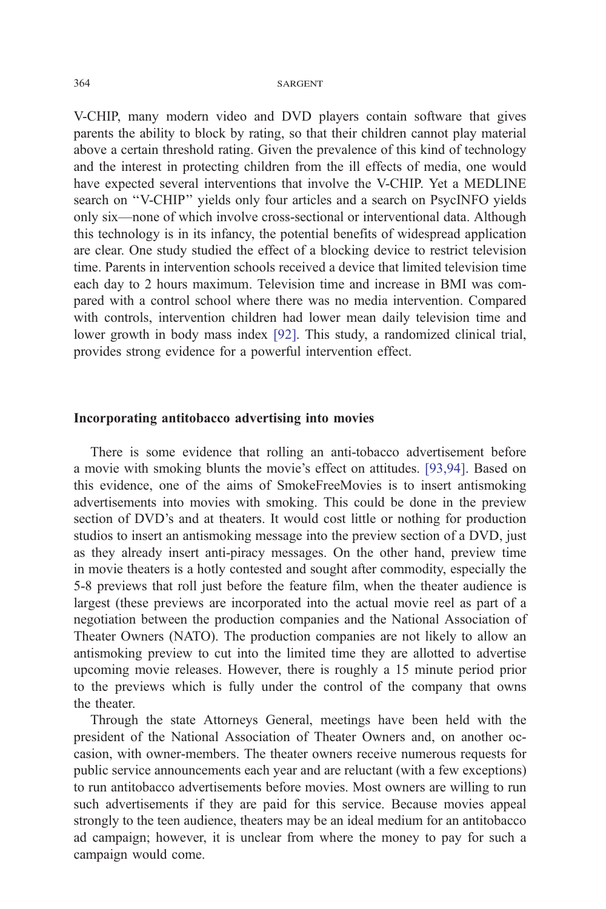V-CHIP, many modern video and DVD players contain software that gives parents the ability to block by rating, so that their children cannot play material above a certain threshold rating. Given the prevalence of this kind of technology and the interest in protecting children from the ill effects of media, one would have expected several interventions that involve the V-CHIP. Yet a MEDLINE search on "V-CHIP" yields only four articles and a search on PsycINFO yields only six—none of which involve cross-sectional or interventional data. Although this technology is in its infancy, the potential benefits of widespread application are clear. One study studied the effect of a blocking device to restrict television time. Parents in intervention schools received a device that limited television time each day to 2 hours maximum. Television time and increase in BMI was compared with a control school where there was no media intervention. Compared with controls, intervention children had lower mean daily television time and lower growth in body mass index [92]. This study, a randomized clinical trial, provides strong evidence for a powerful intervention effect.

## Incorporating antitobacco advertising into movies

There is some evidence that rolling an anti-tobacco advertisement before a movie with smoking blunts the movie's effect on attitudes. [93,94]. Based on this evidence, one of the aims of SmokeFreeMovies is to insert antismoking advertisements into movies with smoking. This could be done in the preview section of DVD's and at theaters. It would cost little or nothing for production studios to insert an antismoking message into the preview section of a DVD, just as they already insert anti-piracy messages. On the other hand, preview time in movie theaters is a hotly contested and sought after commodity, especially the 5-8 previews that roll just before the feature film, when the theater audience is largest (these previews are incorporated into the actual movie reel as part of a negotiation between the production companies and the National Association of Theater Owners (NATO). The production companies are not likely to allow an antismoking preview to cut into the limited time they are allotted to advertise upcoming movie releases. However, there is roughly a 15 minute period prior to the previews which is fully under the control of the company that owns the theater.

Through the state Attorneys General, meetings have been held with the president of the National Association of Theater Owners and, on another occasion, with owner-members. The theater owners receive numerous requests for public service announcements each year and are reluctant (with a few exceptions) to run antitobacco advertisements before movies. Most owners are willing to run such advertisements if they are paid for this service. Because movies appeal strongly to the teen audience, theaters may be an ideal medium for an antitobacco ad campaign; however, it is unclear from where the money to pay for such a campaign would come.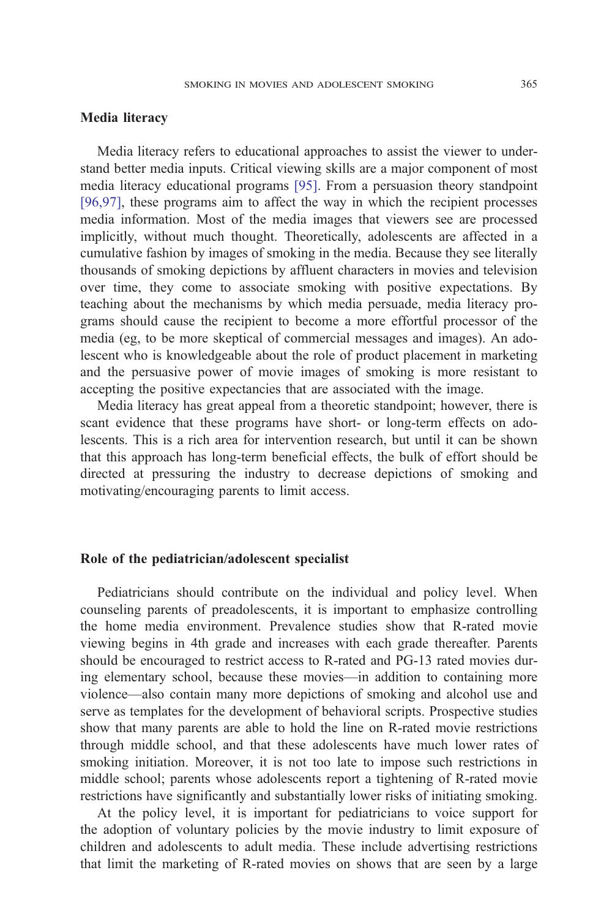## Media literacy

Media literacy refers to educational approaches to assist the viewer to understand better media inputs. Critical viewing skills are a major component of most media literacy educational programs [95]. From a persuasion theory standpoint [96,97], these programs aim to affect the way in which the recipient processes media information. Most of the media images that viewers see are processed implicitly, without much thought. Theoretically, adolescents are affected in a cumulative fashion by images of smoking in the media. Because they see literally thousands of smoking depictions by affluent characters in movies and television over time, they come to associate smoking with positive expectations. By teaching about the mechanisms by which media persuade, media literacy programs should cause the recipient to become a more effortful processor of the media (eg, to be more skeptical of commercial messages and images). An adolescent who is knowledgeable about the role of product placement in marketing and the persuasive power of movie images of smoking is more resistant to accepting the positive expectancies that are associated with the image.

Media literacy has great appeal from a theoretic standpoint; however, there is scant evidence that these programs have short- or long-term effects on adolescents. This is a rich area for intervention research, but until it can be shown that this approach has long-term beneficial effects, the bulk of effort should be directed at pressuring the industry to decrease depictions of smoking and motivating/encouraging parents to limit access.

## Role of the pediatrician/adolescent specialist

Pediatricians should contribute on the individual and policy level. When counseling parents of preadolescents, it is important to emphasize controlling the home media environment. Prevalence studies show that R-rated movie viewing begins in 4th grade and increases with each grade thereafter. Parents should be encouraged to restrict access to R-rated and PG-13 rated movies during elementary school, because these movies—in addition to containing more violence—also contain many more depictions of smoking and alcohol use and serve as templates for the development of behavioral scripts. Prospective studies show that many parents are able to hold the line on R-rated movie restrictions through middle school, and that these adolescents have much lower rates of smoking initiation. Moreover, it is not too late to impose such restrictions in middle school; parents whose adolescents report a tightening of R-rated movie restrictions have significantly and substantially lower risks of initiating smoking.

At the policy level, it is important for pediatricians to voice support for the adoption of voluntary policies by the movie industry to limit exposure of children and adolescents to adult media. These include advertising restrictions that limit the marketing of R-rated movies on shows that are seen by a large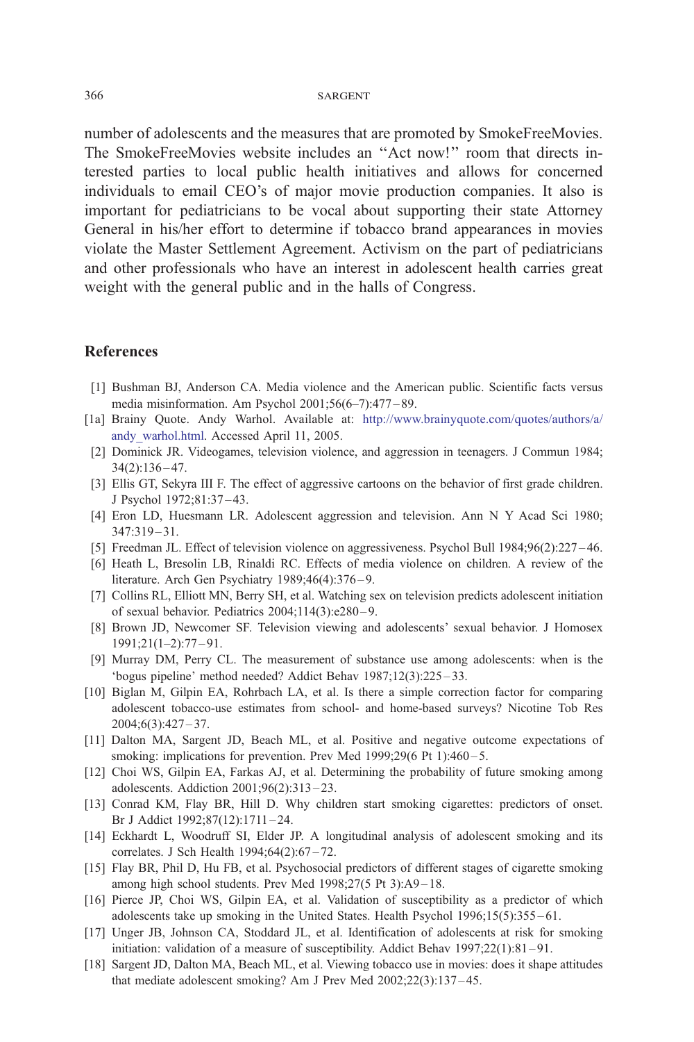number of adolescents and the measures that are promoted by SmokeFreeMovies. The SmokeFreeMovies website includes an ''Act now!'' room that directs interested parties to local public health initiatives and allows for concerned individuals to email CEO's of major movie production companies. It also is important for pediatricians to be vocal about supporting their state Attorney General in his/her effort to determine if tobacco brand appearances in movies violate the Master Settlement Agreement. Activism on the part of pediatricians and other professionals who have an interest in adolescent health carries great weight with the general public and in the halls of Congress.

## References

[1] Bushman BJ, Anderson CA. Media violence and the American public. Scientific facts versus media misinformation. Am Psychol 2001;56(6–7):477–89.

[1a] Brainy Quote. Andy Warhol. Available at: http://www.brainyquote.com/quotes/authors/a/andy_warhol.html. Accessed April 11, 2005.

[2] Dominick JR. Videogames, television violence, and aggression in teenagers. J Commun 1984; 34(2):136–47.

[3] Ellis GT, Sekyra III F. The effect of aggressive cartoons on the behavior of first grade children. J Psychol 1972;81:37–43.

[4] Eron LD, Huesmann LR. Adolescent aggression and television. Ann N Y Acad Sci 1980; 347:319–31.

[5] Freedman JL. Effect of television violence on aggressiveness. Psychol Bull 1984;96(2):227–46.

[6] Heath L, Bresolin LB, Rinaldi RC. Effects of media violence on children. A review of the literature. Arch Gen Psychiatry 1989;46(4):376–9.

[7] Collins RL, Elliott MN, Berry SH, et al. Watching sex on television predicts adolescent initiation of sexual behavior. Pediatrics 2004;114(3):e280–9.

[8] Brown JD, Newcomer SF. Television viewing and adolescents' sexual behavior. J Homosex 1991;21(1–2):77–91.

[9] Murray DM, Perry CL. The measurement of substance use among adolescents: when is the 'bogus pipeline' method needed? Addict Behav 1987;12(3):225–33.

[10] Biglan M, Gilpin EA, Rohrbach LA, et al. Is there a simple correction factor for comparing adolescent tobacco-use estimates from school- and home-based surveys? Nicotine Tob Res 2004;6(3):427–37.

[11] Dalton MA, Sargent JD, Beach ML, et al. Positive and negative outcome expectations of smoking: implications for prevention. Prev Med 1999;29(6 Pt 1):460–5.

[12] Choi WS, Gilpin EA, Farkas AJ, et al. Determining the probability of future smoking among adolescents. Addiction 2001;96(2):313–23.

[13] Conrad KM, Flay BR, Hill D. Why children start smoking cigarettes: predictors of onset. Br J Addict 1992;87(12):1711–24.

[14] Eckhardt L, Woodruff SI, Elder JP. A longitudinal analysis of adolescent smoking and its correlates. J Sch Health 1994;64(2):67–72.

[15] Flay BR, Phil D, Hu FB, et al. Psychosocial predictors of different stages of cigarette smoking among high school students. Prev Med 1998;27(5 Pt 3):A9–18.

[16] Pierce JP, Choi WS, Gilpin EA, et al. Validation of susceptibility as a predictor of which adolescents take up smoking in the United States. Health Psychol 1996;15(5):355–61.

[17] Unger JB, Johnson CA, Stoddard JL, et al. Identification of adolescents at risk for smoking initiation: validation of a measure of susceptibility. Addict Behav 1997;22(1):81–91.

[18] Sargent JD, Dalton MA, Beach ML, et al. Viewing tobacco use in movies: does it shape attitudes that mediate adolescent smoking? Am J Prev Med 2002;22(3):137–45.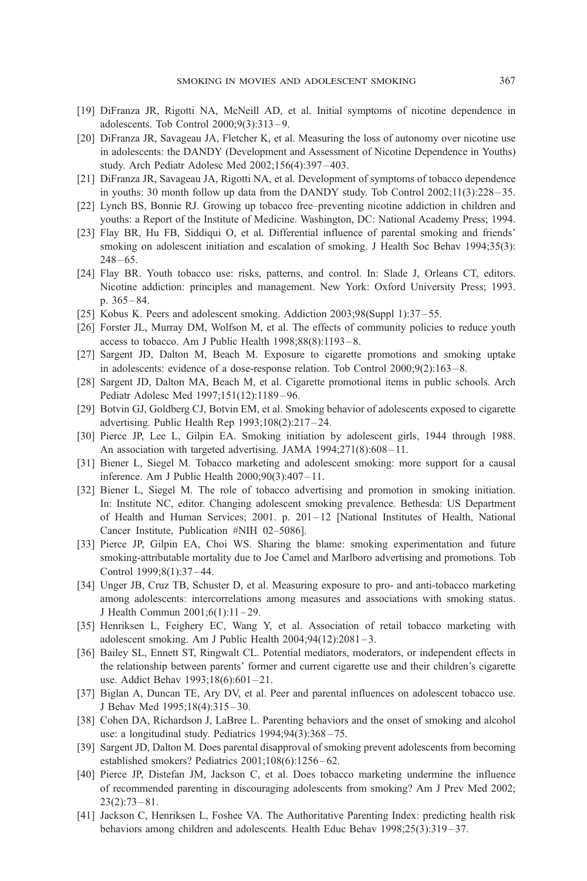[19] DiFranza JR, Rigotti NA, McNeill AD, et al. Initial symptoms of nicotine dependence in adolescents. Tob Control 2000;9(3):313–9.

[20] DiFranza JR, Savageau JA, Fletcher K, et al. Measuring the loss of autonomy over nicotine use in adolescents: the DANDY (Development and Assessment of Nicotine Dependence in Youths) study. Arch Pediatr Adolesc Med 2002;156(4):397–403.

[21] DiFranza JR, Savageau JA, Rigotti NA, et al. Development of symptoms of tobacco dependence in youths: 30 month follow up data from the DANDY study. Tob Control 2002;11(3):228–35.

[22] Lynch BS, Bonnie RJ. Growing up tobacco free–preventing nicotine addiction in children and youths: a Report of the Institute of Medicine. Washington, DC: National Academy Press; 1994.

[23] Flay BR, Hu FB, Siddiqui O, et al. Differential influence of parental smoking and friends' smoking on adolescent initiation and escalation of smoking. J Health Soc Behav 1994;35(3): 248–65.

[24] Flay BR. Youth tobacco use: risks, patterns, and control. In: Slade J, Orleans CT, editors. Nicotine addiction: principles and management. New York: Oxford University Press; 1993. p. 365–84.

[25] Kobus K. Peers and adolescent smoking. Addiction 2003;98(Suppl 1):37–55.

[26] Forster JL, Murray DM, Wolfson M, et al. The effects of community policies to reduce youth access to tobacco. Am J Public Health 1998;88(8):1193–8.

[27] Sargent JD, Dalton M, Beach M. Exposure to cigarette promotions and smoking uptake in adolescents: evidence of a dose-response relation. Tob Control 2000;9(2):163–8.

[28] Sargent JD, Dalton MA, Beach M, et al. Cigarette promotional items in public schools. Arch Pediatr Adolesc Med 1997;151(12):1189–96.

[29] Botvin GJ, Goldberg CJ, Botvin EM, et al. Smoking behavior of adolescents exposed to cigarette advertising. Public Health Rep 1993;108(2):217–24.

[30] Pierce JP, Lee L, Gilpin EA. Smoking initiation by adolescent girls, 1944 through 1988. An association with targeted advertising. JAMA 1994;271(8):608–11.

[31] Biener L, Siegel M. Tobacco marketing and adolescent smoking: more support for a causal inference. Am J Public Health 2000;90(3):407–11.

[32] Biener L, Siegel M. The role of tobacco advertising and promotion in smoking initiation. In: Institute NC, editor. Changing adolescent smoking prevalence. Bethesda: US Department of Health and Human Services; 2001. p. 201–12 [National Institutes of Health, National Cancer Institute, Publication #NIH 02–5086].

[33] Pierce JP, Gilpin EA, Choi WS. Sharing the blame: smoking experimentation and future smoking-attributable mortality due to Joe Camel and Marlboro advertising and promotions. Tob Control 1999;8(1):37–44.

[34] Unger JB, Cruz TB, Schuster D, et al. Measuring exposure to pro- and anti-tobacco marketing among adolescents: intercorrelations among measures and associations with smoking status. J Health Commun 2001;6(1):11–29.

[35] Henriksen L, Feighery EC, Wang Y, et al. Association of retail tobacco marketing with adolescent smoking. Am J Public Health 2004;94(12):2081–3.

[36] Bailey SL, Ennett ST, Ringwalt CL. Potential mediators, moderators, or independent effects in the relationship between parents' former and current cigarette use and their children's cigarette use. Addict Behav 1993;18(6):601–21.

[37] Biglan A, Duncan TE, Ary DV, et al. Peer and parental influences on adolescent tobacco use. J Behav Med 1995;18(4):315–30.

[38] Cohen DA, Richardson J, LaBree L. Parenting behaviors and the onset of smoking and alcohol use: a longitudinal study. Pediatrics 1994;94(3):368–75.

[39] Sargent JD, Dalton M. Does parental disapproval of smoking prevent adolescents from becoming established smokers? Pediatrics 2001;108(6):1256–62.

[40] Pierce JP, Distefan JM, Jackson C, et al. Does tobacco marketing undermine the influence of recommended parenting in discouraging adolescents from smoking? Am J Prev Med 2002; 23(2):73–81.

[41] Jackson C, Henriksen L, Foshee VA. The Authoritative Parenting Index: predicting health risk behaviors among children and adolescents. Health Educ Behav 1998;25(3):319–37.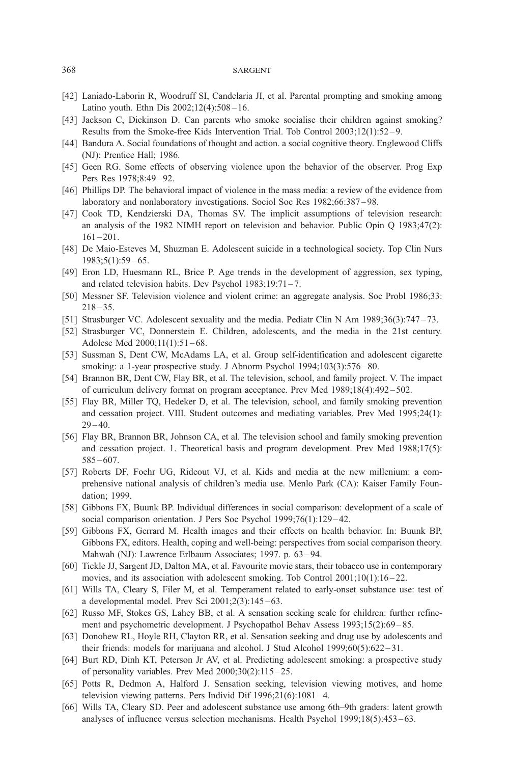[42] Laniado-Laborin R, Woodruff SI, Candelaria JI, et al. Parental prompting and smoking among Latino youth. Ethn Dis 2002;12(4):508–16.

[43] Jackson C, Dickinson D. Can parents who smoke socialise their children against smoking? Results from the Smoke-free Kids Intervention Trial. Tob Control 2003;12(1):52–9.

[44] Bandura A. Social foundations of thought and action. a social cognitive theory. Englewood Cliffs (NJ): Prentice Hall; 1986.

[45] Geen RG. Some effects of observing violence upon the behavior of the observer. Prog Exp Pers Res 1978;8:49–92.

[46] Phillips DP. The behavioral impact of violence in the mass media: a review of the evidence from laboratory and nonlaboratory investigations. Sociol Soc Res 1982;66:387–98.

[47] Cook TD, Kendzierski DA, Thomas SV. The implicit assumptions of television research: an analysis of the 1982 NIMH report on television and behavior. Public Opin Q 1983;47(2): 161–201.

[48] De Maio-Esteves M, Shuzman E. Adolescent suicide in a technological society. Top Clin Nurs 1983;5(1):59–65.

[49] Eron LD, Huesmann RL, Brice P. Age trends in the development of aggression, sex typing, and related television habits. Dev Psychol 1983;19:71–7.

[50] Messner SF. Television violence and violent crime: an aggregate analysis. Soc Probl 1986;33: 218–35.

[51] Strasburger VC. Adolescent sexuality and the media. Pediatr Clin N Am 1989;36(3):747–73.

[52] Strasburger VC, Donnerstein E. Children, adolescents, and the media in the 21st century. Adolesc Med 2000;11(1):51–68.

[53] Sussman S, Dent CW, McAdams LA, et al. Group self-identification and adolescent cigarette smoking: a 1-year prospective study. J Abnorm Psychol 1994;103(3):576–80.

[54] Brannon BR, Dent CW, Flay BR, et al. The television, school, and family project. V. The impact of curriculum delivery format on program acceptance. Prev Med 1989;18(4):492–502.

[55] Flay BR, Miller TQ, Hedeker D, et al. The television, school, and family smoking prevention and cessation project. VIII. Student outcomes and mediating variables. Prev Med 1995;24(1): 29–40.

[56] Flay BR, Brannon BR, Johnson CA, et al. The television school and family smoking prevention and cessation project. 1. Theoretical basis and program development. Prev Med 1988;17(5): 585–607.

[57] Roberts DF, Foehr UG, Rideout VJ, et al. Kids and media at the new millenium: a comprehensive national analysis of children's media use. Menlo Park (CA): Kaiser Family Foundation; 1999.

[58] Gibbons FX, Buunk BP. Individual differences in social comparison: development of a scale of social comparison orientation. J Pers Soc Psychol 1999;76(1):129–42.

[59] Gibbons FX, Gerrard M. Health images and their effects on health behavior. In: Buunk BP, Gibbons FX, editors. Health, coping and well-being: perspectives from social comparison theory. Mahwah (NJ): Lawrence Erlbaum Associates; 1997. p. 63–94.

[60] Tickle JJ, Sargent JD, Dalton MA, et al. Favourite movie stars, their tobacco use in contemporary movies, and its association with adolescent smoking. Tob Control 2001;10(1):16–22.

[61] Wills TA, Cleary S, Filer M, et al. Temperament related to early-onset substance use: test of a developmental model. Prev Sci 2001;2(3):145–63.

[62] Russo MF, Stokes GS, Lahey BB, et al. A sensation seeking scale for children: further refinement and psychometric development. J Psychopathol Behav Assess 1993;15(2):69–85.

[63] Donohew RL, Hoyle RH, Clayton RR, et al. Sensation seeking and drug use by adolescents and their friends: models for marijuana and alcohol. J Stud Alcohol 1999;60(5):622–31.

[64] Burt RD, Dinh KT, Peterson Jr AV, et al. Predicting adolescent smoking: a prospective study of personality variables. Prev Med 2000;30(2):115–25.

[65] Potts R, Dedmon A, Halford J. Sensation seeking, television viewing motives, and home television viewing patterns. Pers Individ Dif 1996;21(6):1081–4.

[66] Wills TA, Cleary SD. Peer and adolescent substance use among 6th–9th graders: latent growth analyses of influence versus selection mechanisms. Health Psychol 1999;18(5):453–63.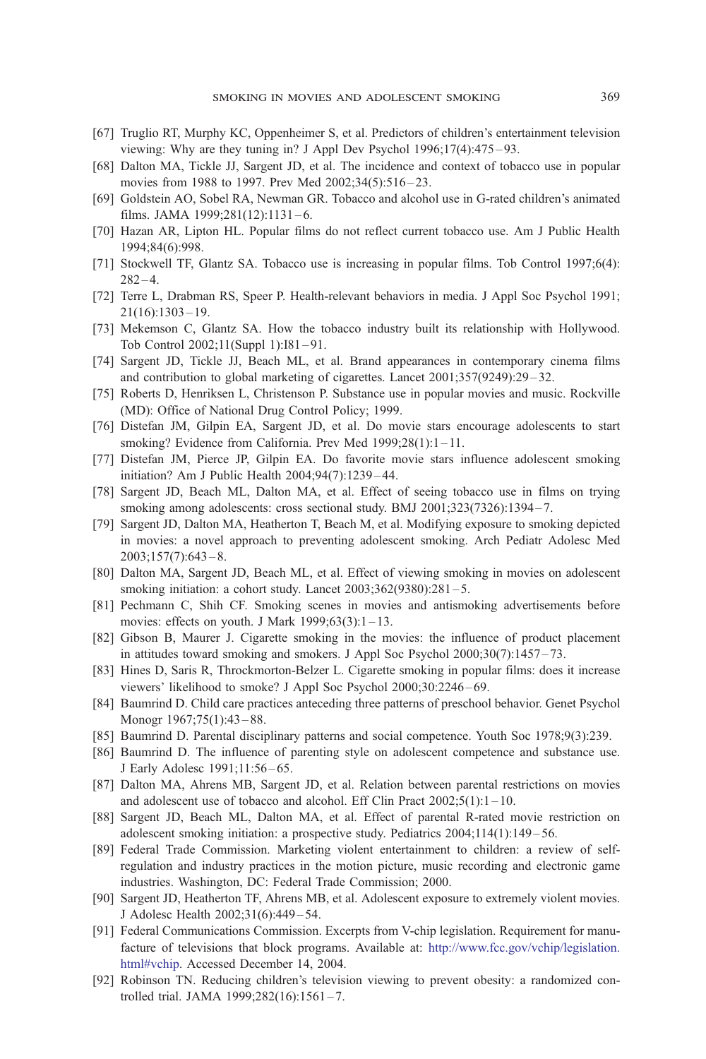[67] Truglio RT, Murphy KC, Oppenheimer S, et al. Predictors of children's entertainment television viewing: Why are they tuning in? J Appl Dev Psychol 1996;17(4):475–93.

[68] Dalton MA, Tickle JJ, Sargent JD, et al. The incidence and context of tobacco use in popular movies from 1988 to 1997. Prev Med 2002;34(5):516–23.

[69] Goldstein AO, Sobel RA, Newman GR. Tobacco and alcohol use in G-rated children's animated films. JAMA 1999;281(12):1131–6.

[70] Hazan AR, Lipton HL. Popular films do not reflect current tobacco use. Am J Public Health 1994;84(6):998.

[71] Stockwell TF, Glantz SA. Tobacco use is increasing in popular films. Tob Control 1997;6(4): 282–4.

[72] Terre L, Drabman RS, Speer P. Health-relevant behaviors in media. J Appl Soc Psychol 1991; 21(16):1303–19.

[73] Mekemson C, Glantz SA. How the tobacco industry built its relationship with Hollywood. Tob Control 2002;11(Suppl 1):I81–91.

[74] Sargent JD, Tickle JJ, Beach ML, et al. Brand appearances in contemporary cinema films and contribution to global marketing of cigarettes. Lancet 2001;357(9249):29–32.

[75] Roberts D, Henriksen L, Christenson P. Substance use in popular movies and music. Rockville (MD): Office of National Drug Control Policy; 1999.

[76] Distefan JM, Gilpin EA, Sargent JD, et al. Do movie stars encourage adolescents to start smoking? Evidence from California. Prev Med 1999;28(1):1–11.

[77] Distefan JM, Pierce JP, Gilpin EA. Do favorite movie stars influence adolescent smoking initiation? Am J Public Health 2004;94(7):1239–44.

[78] Sargent JD, Beach ML, Dalton MA, et al. Effect of seeing tobacco use in films on trying smoking among adolescents: cross sectional study. BMJ 2001;323(7326):1394–7.

[79] Sargent JD, Dalton MA, Heatherton T, Beach M, et al. Modifying exposure to smoking depicted in movies: a novel approach to preventing adolescent smoking. Arch Pediatr Adolesc Med 2003;157(7):643–8.

[80] Dalton MA, Sargent JD, Beach ML, et al. Effect of viewing smoking in movies on adolescent smoking initiation: a cohort study. Lancet 2003;362(9380):281–5.

[81] Pechmann C, Shih CF. Smoking scenes in movies and antismoking advertisements before movies: effects on youth. J Mark 1999;63(3):1–13.

[82] Gibson B, Maurer J. Cigarette smoking in the movies: the influence of product placement in attitudes toward smoking and smokers. J Appl Soc Psychol 2000;30(7):1457–73.

[83] Hines D, Saris R, Throckmorton-Belzer L. Cigarette smoking in popular films: does it increase viewers' likelihood to smoke? J Appl Soc Psychol 2000;30:2246–69.

[84] Baumrind D. Child care practices anteceding three patterns of preschool behavior. Genet Psychol Monogr 1967;75(1):43–88.

[85] Baumrind D. Parental disciplinary patterns and social competence. Youth Soc 1978;9(3):239.

[86] Baumrind D. The influence of parenting style on adolescent competence and substance use. J Early Adolesc 1991;11:56–65.

[87] Dalton MA, Ahrens MB, Sargent JD, et al. Relation between parental restrictions on movies and adolescent use of tobacco and alcohol. Eff Clin Pract 2002;5(1):1–10.

[88] Sargent JD, Beach ML, Dalton MA, et al. Effect of parental R-rated movie restriction on adolescent smoking initiation: a prospective study. Pediatrics 2004;114(1):149–56.

[89] Federal Trade Commission. Marketing violent entertainment to children: a review of self-regulation and industry practices in the motion picture, music recording and electronic game industries. Washington, DC: Federal Trade Commission; 2000.

[90] Sargent JD, Heatherton TF, Ahrens MB, et al. Adolescent exposure to extremely violent movies. J Adolesc Health 2002;31(6):449–54.

[91] Federal Communications Commission. Excerpts from V-chip legislation. Requirement for manufacture of televisions that block programs. Available at: http://www.fcc.gov/vchip/legislation.html#vchip. Accessed December 14, 2004.

[92] Robinson TN. Reducing children's television viewing to prevent obesity: a randomized controlled trial. JAMA 1999;282(16):1561–7.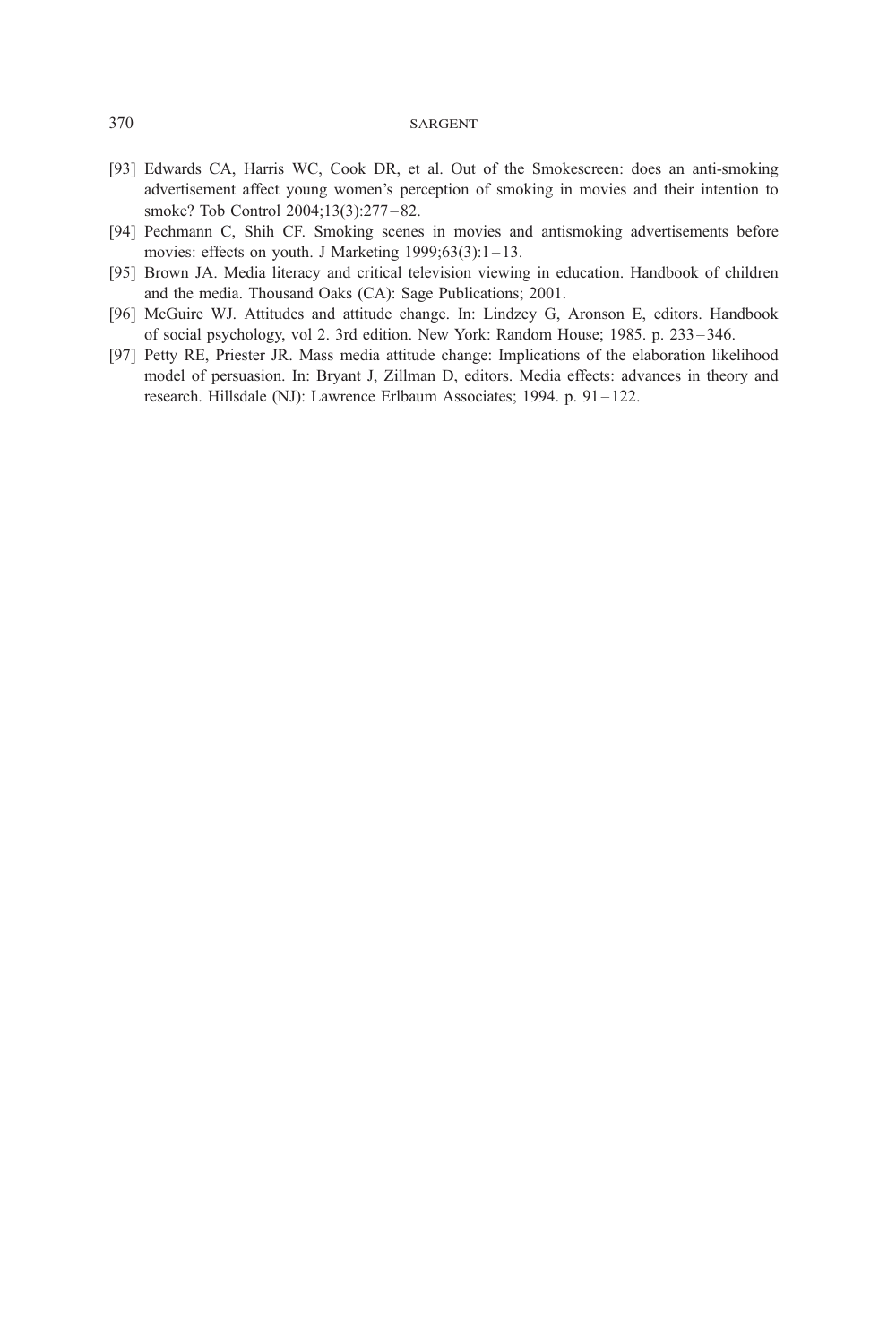[93] Edwards CA, Harris WC, Cook DR, et al. Out of the Smokescreen: does an anti-smoking advertisement affect young women's perception of smoking in movies and their intention to smoke? Tob Control 2004;13(3):277–82.

[94] Pechmann C, Shih CF. Smoking scenes in movies and antismoking advertisements before movies: effects on youth. J Marketing 1999;63(3):1–13.

[95] Brown JA. Media literacy and critical television viewing in education. Handbook of children and the media. Thousand Oaks (CA): Sage Publications; 2001.

[96] McGuire WJ. Attitudes and attitude change. In: Lindzey G, Aronson E, editors. Handbook of social psychology, vol 2. 3rd edition. New York: Random House; 1985. p. 233–346.

[97] Petty RE, Priester JR. Mass media attitude change: Implications of the elaboration likelihood model of persuasion. In: Bryant J, Zillman D, editors. Media effects: advances in theory and research. Hillsdale (NJ): Lawrence Erlbaum Associates; 1994. p. 91–122.